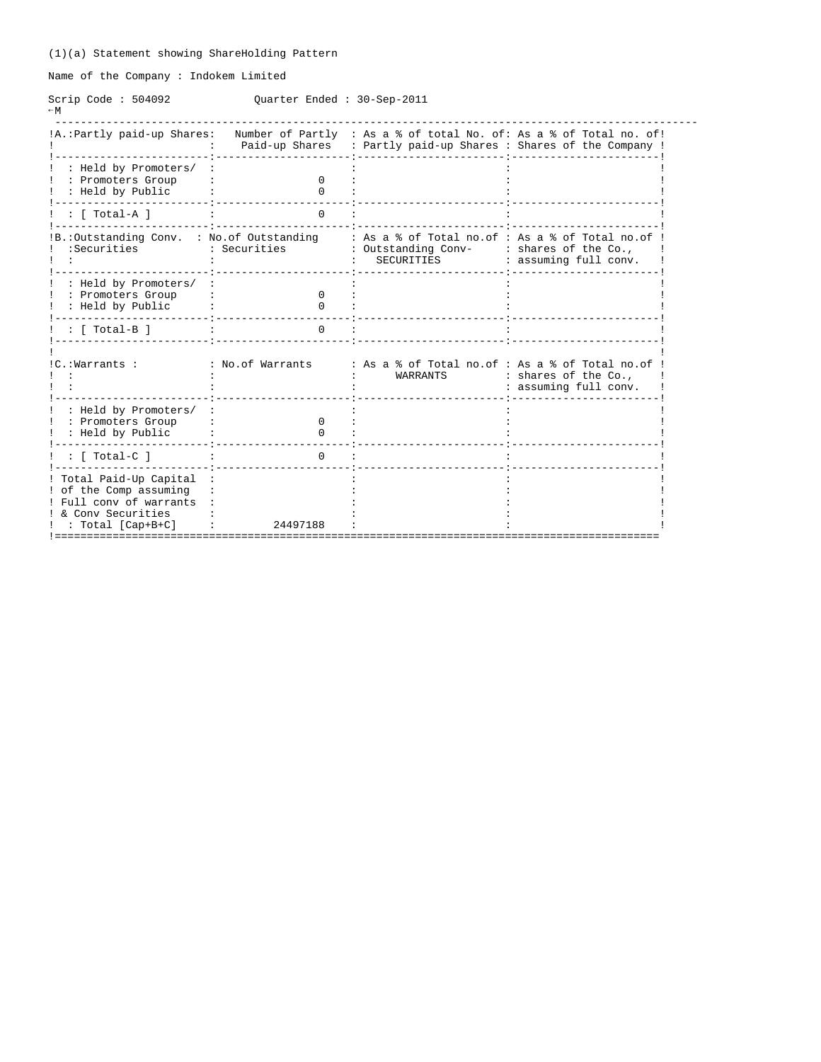(1)(a) Statement showing ShareHolding Pattern

Name of the Company : Indokem Limited

Scrip Code : 504092 Quarter Ended : 30-Sep-2011

| A.:Partly paid-up Shares: | Number of Partly Paid-up Shares | As a % of total No. of: Partly paid-up Shares | As a % of Total no. of Shares of the Company |
|---|---|---|---|
| : Held by Promoters/ : Promoters Group | 0 | | |
| : Held by Public | 0 | | |
| : [ Total-A ] | 0 | | |

| B.:Outstanding Conv. :Securities | No.of Outstanding Securities | As a % of Total no.of Outstanding Conv- SECURITIES | As a % of Total no.of shares of the Co., assuming full conv. |
|---|---|---|---|
| : Held by Promoters/ : Promoters Group | 0 | | |
| : Held by Public | 0 | | |
| : [ Total-B ] | 0 | | |

| C.:Warrants : | No.of Warrants | As a % of Total no.of WARRANTS | As a % of Total no.of shares of the Co., assuming full conv. |
|---|---|---|---|
| : Held by Promoters/ : Promoters Group | 0 | | |
| : Held by Public | 0 | | |
| : [ Total-C ] | 0 | | |
| Total Paid-Up Capital of the Comp assuming Full conv of warrants & Conv Securities : Total [Cap+B+C] | 24497188 | | |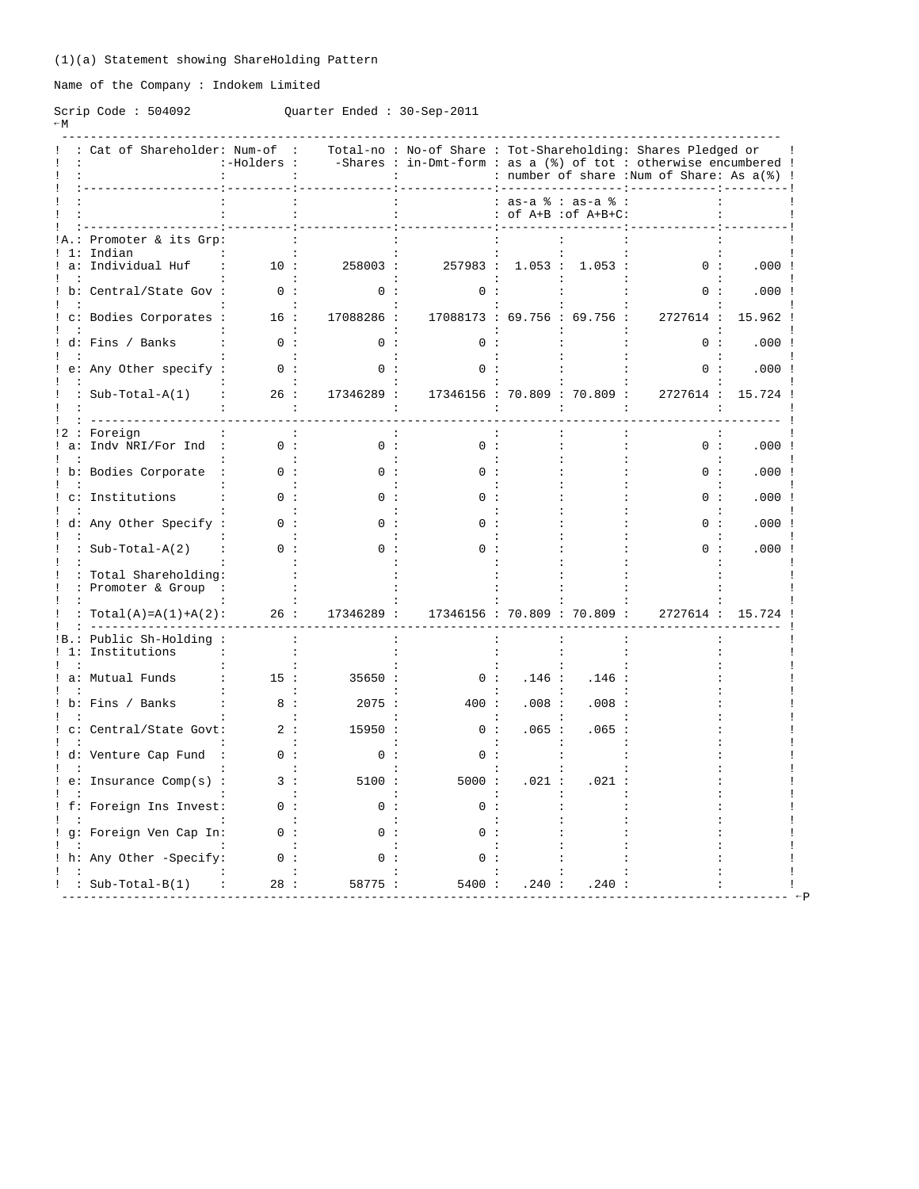(1)(a) Statement showing ShareHolding Pattern

Name of the Company : Indokem Limited

Scrip Code : 504092 Quarter Ended : 30-Sep-2011

| | Cat of Shareholder | Num-of -Holders | Total-no -Shares | No-of Share in-Dmt-form | Tot-Shareholding: as a (%) of tot number of share | | Shares Pledged or otherwise encumbered | |
|---|---|---|---|---|---|---|---|---|
| | | | | | as-a % of A+B | as-a % of A+B+C | Num of Share | As a(%) |
| A. | Promoter & its Grp | | | | | | | |
| 1 | Indian | | | | | | | |
| a | Individual Huf | 10 | 258003 | 257983 | 1.053 | 1.053 | 0 | .000 |
| b | Central/State Gov | 0 | 0 | 0 | | | 0 | .000 |
| c | Bodies Corporates | 16 | 17088286 | 17088173 | 69.756 | 69.756 | 2727614 | 15.962 |
| d | Fins / Banks | 0 | 0 | 0 | | | 0 | .000 |
| e | Any Other specify | 0 | 0 | 0 | | | 0 | .000 |
| | Sub-Total-A(1) | 26 | 17346289 | 17346156 | 70.809 | 70.809 | 2727614 | 15.724 |
| 2 | Foreign | | | | | | | |
| a | Indv NRI/For Ind | 0 | 0 | 0 | | | 0 | .000 |
| b | Bodies Corporate | 0 | 0 | 0 | | | 0 | .000 |
| c | Institutions | 0 | 0 | 0 | | | 0 | .000 |
| d | Any Other Specify | 0 | 0 | 0 | | | 0 | .000 |
| | Sub-Total-A(2) | 0 | 0 | 0 | | | 0 | .000 |
| | Total Shareholding Promoter & Group | | | | | | | |
| | Total(A)=A(1)+A(2) | 26 | 17346289 | 17346156 | 70.809 | 70.809 | 2727614 | 15.724 |
| B. | Public Sh-Holding | | | | | | | |
| 1 | Institutions | | | | | | | |
| a | Mutual Funds | 15 | 35650 | 0 | .146 | .146 | | |
| b | Fins / Banks | 8 | 2075 | 400 | .008 | .008 | | |
| c | Central/State Govt | 2 | 15950 | 0 | .065 | .065 | | |
| d | Venture Cap Fund | 0 | 0 | 0 | | | | |
| e | Insurance Comp(s) | 3 | 5100 | 5000 | .021 | .021 | | |
| f | Foreign Ins Invest | 0 | 0 | 0 | | | | |
| g | Foreign Ven Cap In | 0 | 0 | 0 | | | | |
| h | Any Other -Specify | 0 | 0 | 0 | | | | |
| | Sub-Total-B(1) | 28 | 58775 | 5400 | .240 | .240 | | |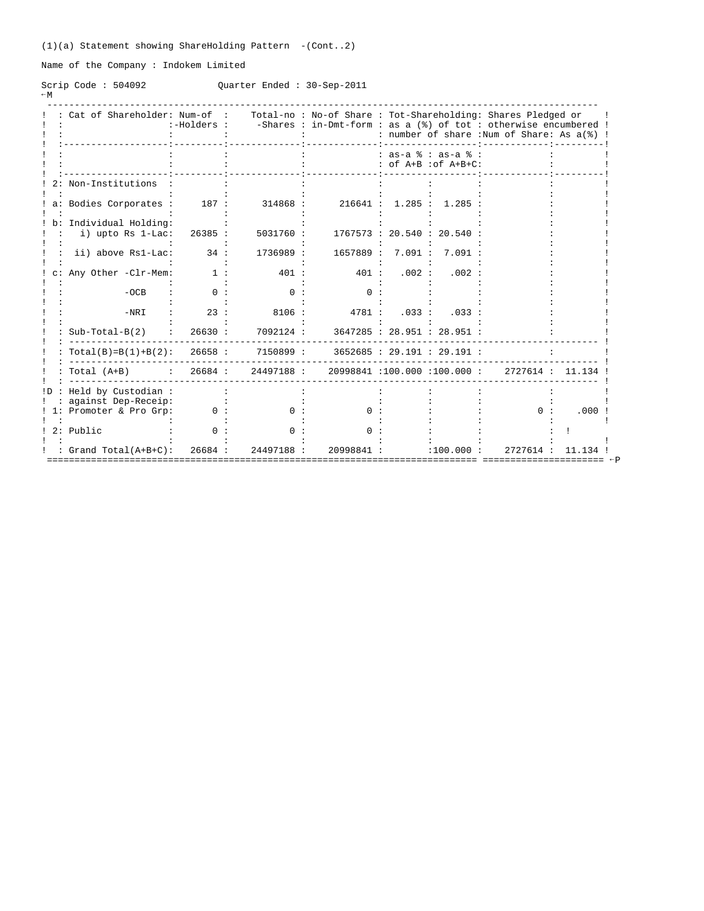(1)(a) Statement showing ShareHolding Pattern -(Cont..2)

Name of the Company : Indokem Limited

Scrip Code : 504092 Quarter Ended : 30-Sep-2011

| | Cat of Shareholder | Num-of -Holders | Total-no -Shares | No-of Share in-Dmt-form | Tot-Shareholding: as a (%) of tot number of share | | Shares Pledged or otherwise encumbered | |
|---|---|---|---|---|---|---|---|---|
| | | | | | as-a % of A+B | as-a % of A+B+C | Num of Share | As a(%) |
| 2 | Non-Institutions | | | | | | | |
| a | Bodies Corporates | 187 | 314868 | 216641 | 1.285 | 1.285 | | |
| b | Individual Holding: | | | | | | | |
| | i) upto Rs 1-Lac | 26385 | 5031760 | 1767573 | 20.540 | 20.540 | | |
| | ii) above Rs1-Lac | 34 | 1736989 | 1657889 | 7.091 | 7.091 | | |
| c | Any Other -Clr-Mem | 1 | 401 | 401 | .002 | .002 | | |
| | -OCB | 0 | 0 | 0 | | | | |
| | -NRI | 23 | 8106 | 4781 | .033 | .033 | | |
| | Sub-Total-B(2) | 26630 | 7092124 | 3647285 | 28.951 | 28.951 | | |
| | Total(B)=B(1)+B(2) | 26658 | 7150899 | 3652685 | 29.191 | 29.191 | | |
| | Total (A+B) | 26684 | 24497188 | 20998841 | 100.000 | 100.000 | 2727614 | 11.134 |
| D | Held by Custodian against Dep-Receip | | | | | | | |
| 1 | Promoter & Pro Grp | 0 | 0 | 0 | | | 0 | .000 |
| 2 | Public | 0 | 0 | 0 | | | | |
| | Grand Total(A+B+C) | 26684 | 24497188 | 20998841 | | 100.000 | 2727614 | 11.134 |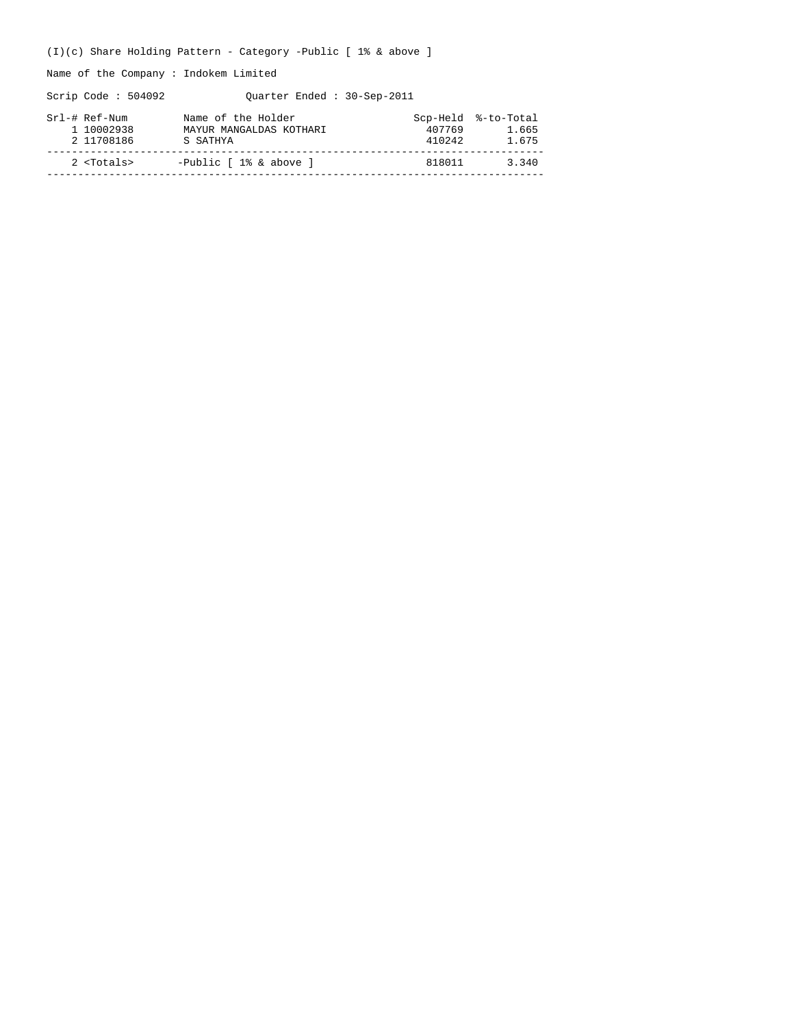(I)(c) Share Holding Pattern - Category -Public [ 1% & above ]

Name of the Company : Indokem Limited

Scrip Code : 504092 Quarter Ended : 30-Sep-2011

| Srl-# | Ref-Num | Name of the Holder | Scp-Held | %-to-Total |
|---|---|---|---|---|
| 1 | 10002938 | MAYUR MANGALDAS KOTHARI | 407769 | 1.665 |
| 2 | 11708186 | S SATHYA | 410242 | 1.675 |
| 2 | <Totals> | -Public [ 1% & above ] | 818011 | 3.340 |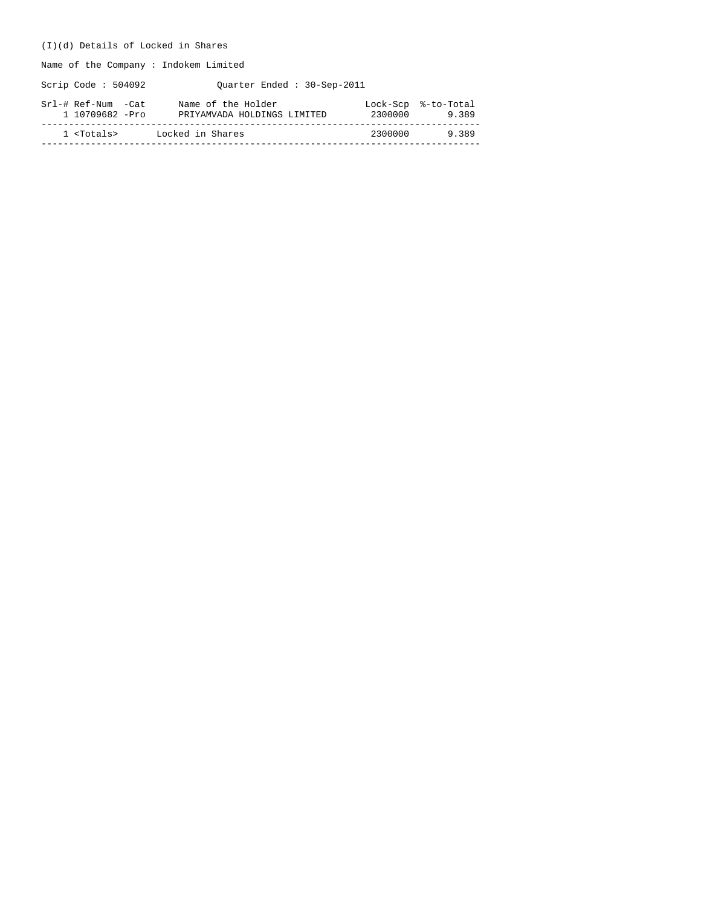(I)(d) Details of Locked in Shares

Name of the Company : Indokem Limited

Scrip Code : 504092 Quarter Ended : 30-Sep-2011

| Srl-# | Ref-Num | -Cat | Name of the Holder | Lock-Scp | %-to-Total |
|---|---|---|---|---|---|
| 1 | 10709682 | -Pro | PRIYAMVADA HOLDINGS LIMITED | 2300000 | 9.389 |
| 1 | <Totals> | | Locked in Shares | 2300000 | 9.389 |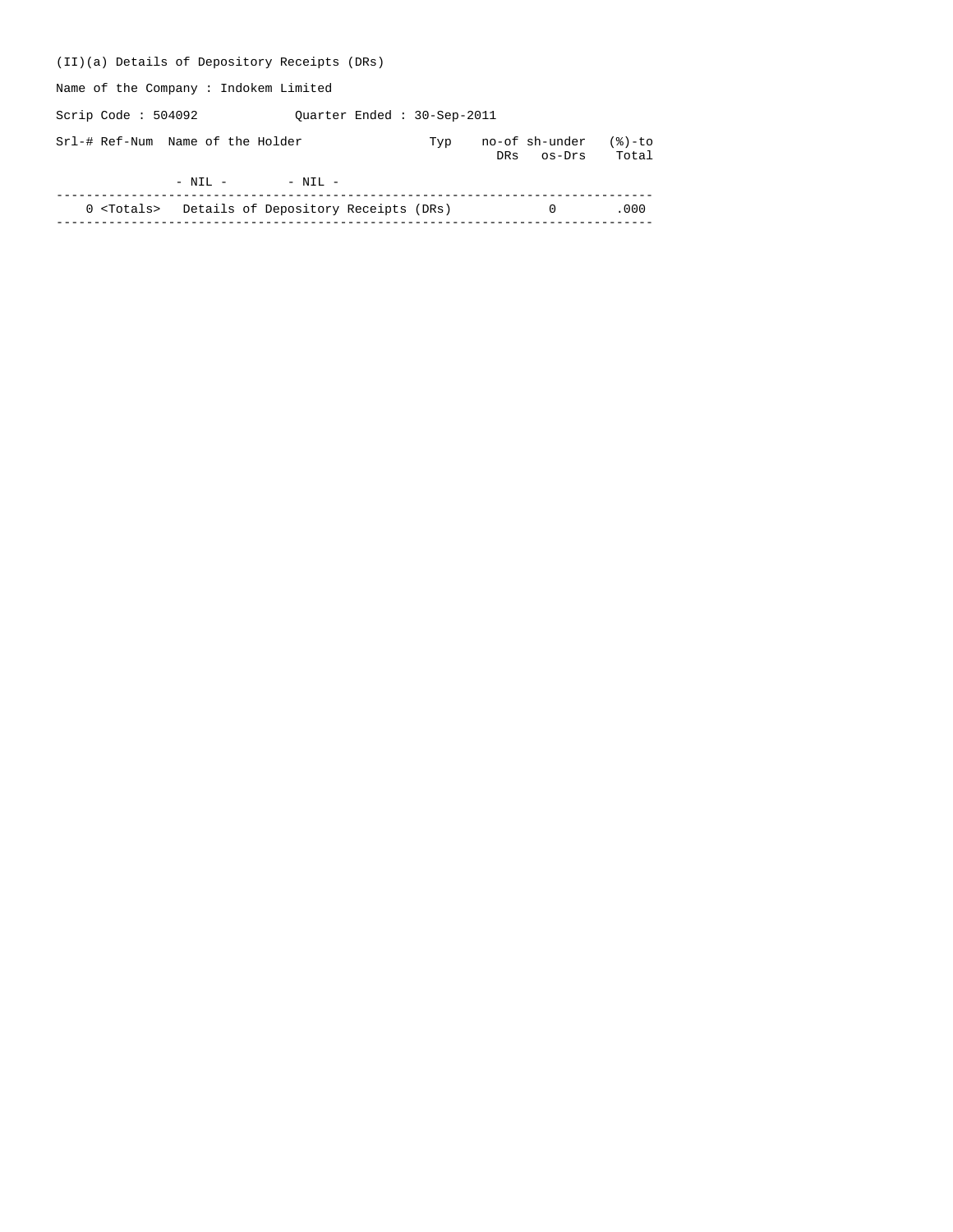(II)(a) Details of Depository Receipts (DRs)

Name of the Company : Indokem Limited

Scrip Code : 504092 Quarter Ended : 30-Sep-2011

| Srl-# | Ref-Num | Name of the Holder | Typ | no-of DRs | sh-under os-Drs | (%)-to Total |
|---|---|---|---|---|---|---|
| | - NIL - | - NIL - | | | | |
| 0 | <Totals> | Details of Depository Receipts (DRs) | | | 0 | .000 |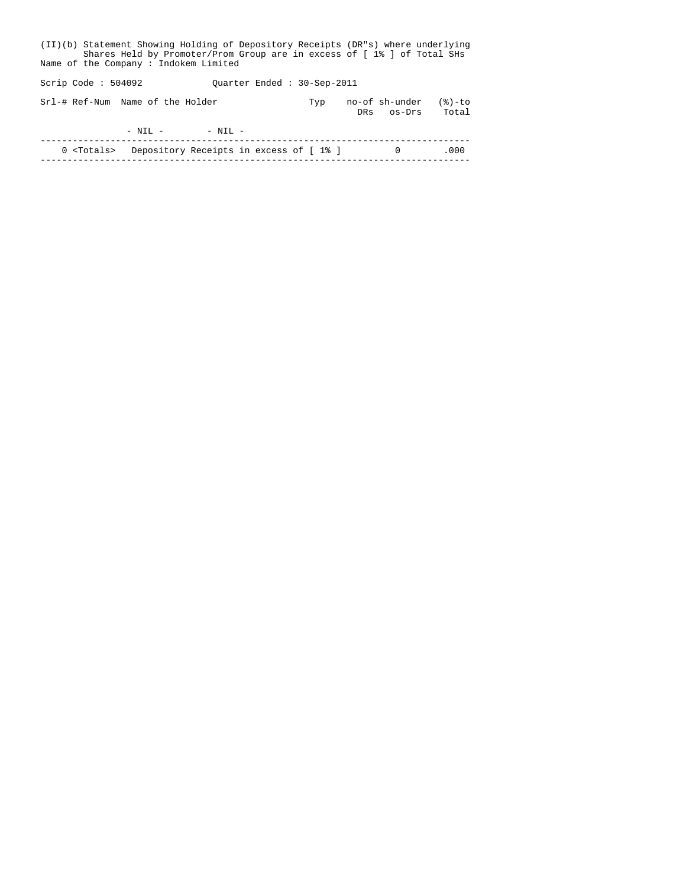(II)(b) Statement Showing Holding of Depository Receipts (DR"s) where underlying Shares Held by Promoter/Prom Group are in excess of [ 1% ] of Total SHs

Name of the Company : Indokem Limited

Scrip Code : 504092 Quarter Ended : 30-Sep-2011

| Srl-# | Ref-Num | Name of the Holder | Typ | no-of DRs | sh-under os-Drs | (%)-to Total |
|---|---|---|---|---|---|---|
| | - NIL - | - NIL - | | | | |
| 0 | <Totals> | Depository Receipts in excess of [ 1% ] | | | 0 | .000 |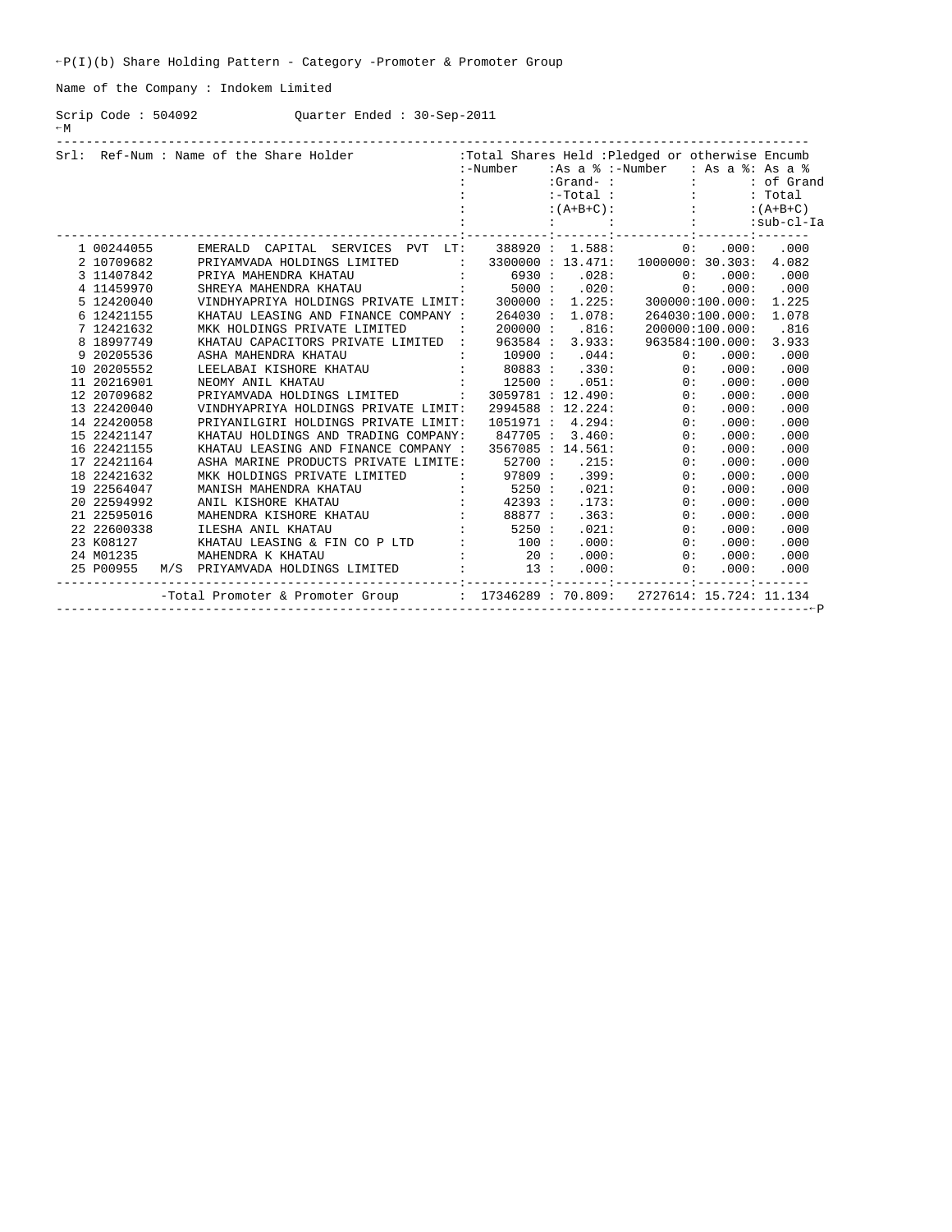P(I)(b) Share Holding Pattern - Category -Promoter & Promoter Group

Name of the Company : Indokem Limited

Scrip Code : 504092 Quarter Ended : 30-Sep-2011

M

| Srl: | Ref-Num | Name of the Share Holder | Total Shares Held -Number | As a % Grand-Total (A+B+C) | Pledged or otherwise Encumb -Number | As a % | As a % of Grand Total (A+B+C) sub-cl-Ia |
|---|---|---|---|---|---|---|---|
| 1 | 00244055 | EMERALD CAPITAL SERVICES PVT LT | 388920 | 1.588 | 0 | .000 | .000 |
| 2 | 10709682 | PRIYAMVADA HOLDINGS LIMITED | 3300000 | 13.471 | 1000000 | 30.303 | 4.082 |
| 3 | 11407842 | PRIYA MAHENDRA KHATAU | 6930 | .028 | 0 | .000 | .000 |
| 4 | 11459970 | SHREYA MAHENDRA KHATAU | 5000 | .020 | 0 | .000 | .000 |
| 5 | 12420040 | VINDHYAPRIYA HOLDINGS PRIVATE LIMIT | 300000 | 1.225 | 300000 | 100.000 | 1.225 |
| 6 | 12421155 | KHATAU LEASING AND FINANCE COMPANY | 264030 | 1.078 | 264030 | 100.000 | 1.078 |
| 7 | 12421632 | MKK HOLDINGS PRIVATE LIMITED | 200000 | .816 | 200000 | 100.000 | .816 |
| 8 | 18997749 | KHATAU CAPACITORS PRIVATE LIMITED | 963584 | 3.933 | 963584 | 100.000 | 3.933 |
| 9 | 20205536 | ASHA MAHENDRA KHATAU | 10900 | .044 | 0 | .000 | .000 |
| 10 | 20205552 | LEELABAI KISHORE KHATAU | 80883 | .330 | 0 | .000 | .000 |
| 11 | 20216901 | NEOMY ANIL KHATAU | 12500 | .051 | 0 | .000 | .000 |
| 12 | 20709682 | PRIYAMVADA HOLDINGS LIMITED | 3059781 | 12.490 | 0 | .000 | .000 |
| 13 | 22420040 | VINDHYAPRIYA HOLDINGS PRIVATE LIMIT | 2994588 | 12.224 | 0 | .000 | .000 |
| 14 | 22420058 | PRIYANILGIRI HOLDINGS PRIVATE LIMIT | 1051971 | 4.294 | 0 | .000 | .000 |
| 15 | 22421147 | KHATAU HOLDINGS AND TRADING COMPANY | 847705 | 3.460 | 0 | .000 | .000 |
| 16 | 22421155 | KHATAU LEASING AND FINANCE COMPANY | 3567085 | 14.561 | 0 | .000 | .000 |
| 17 | 22421164 | ASHA MARINE PRODUCTS PRIVATE LIMITE | 52700 | .215 | 0 | .000 | .000 |
| 18 | 22421632 | MKK HOLDINGS PRIVATE LIMITED | 97809 | .399 | 0 | .000 | .000 |
| 19 | 22564047 | MANISH MAHENDRA KHATAU | 5250 | .021 | 0 | .000 | .000 |
| 20 | 22594992 | ANIL KISHORE KHATAU | 42393 | .173 | 0 | .000 | .000 |
| 21 | 22595016 | MAHENDRA KISHORE KHATAU | 88877 | .363 | 0 | .000 | .000 |
| 22 | 22600338 | ILESHA ANIL KHATAU | 5250 | .021 | 0 | .000 | .000 |
| 23 | K08127 | KHATAU LEASING & FIN CO P LTD | 100 | .000 | 0 | .000 | .000 |
| 24 | M01235 | MAHENDRA K KHATAU | 20 | .000 | 0 | .000 | .000 |
| 25 | P00955 | M/S PRIYAMVADA HOLDINGS LIMITED | 13 | .000 | 0 | .000 | .000 |
| | | -Total Promoter & Promoter Group | 17346289 | 70.809 | 2727614 | 15.724 | 11.134 |

P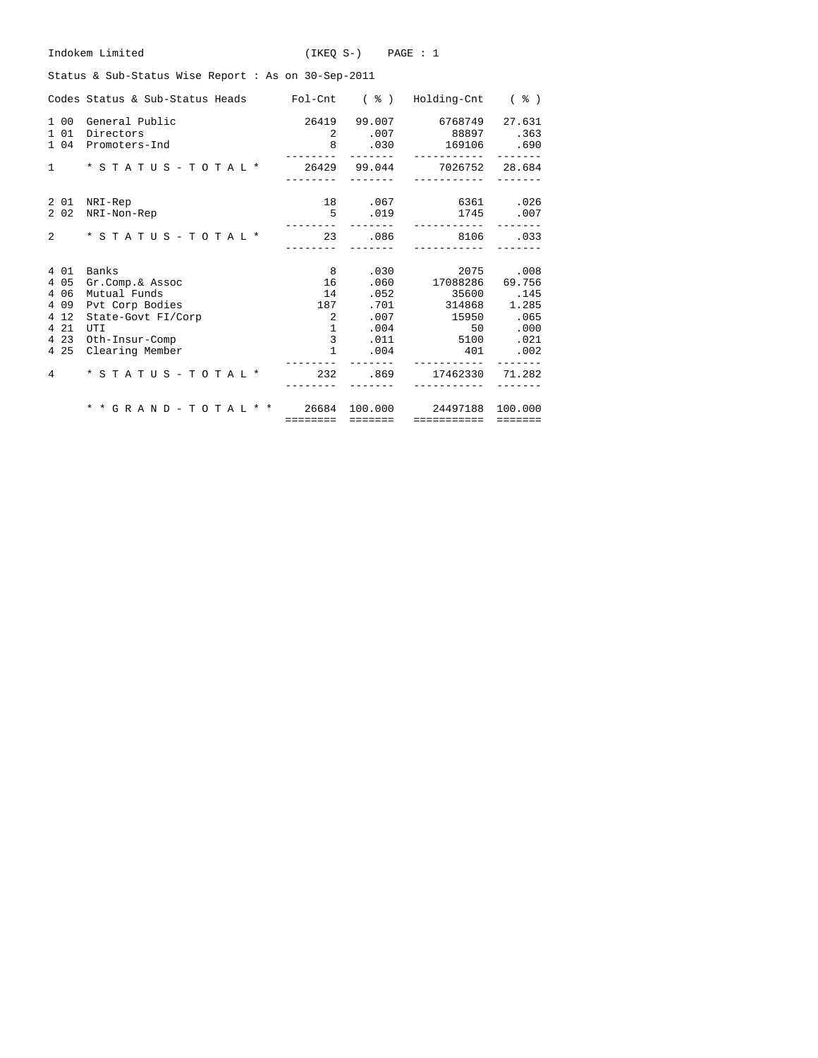Indokem Limited (IKEQ S-) PAGE : 1

Status & Sub-Status Wise Report : As on 30-Sep-2011

| Codes | Status & Sub-Status Heads | Fol-Cnt | ( % ) | Holding-Cnt | ( % ) |
|---|---|---|---|---|---|
| 1 00 | General Public | 26419 | 99.007 | 6768749 | 27.631 |
| 1 01 | Directors | 2 | .007 | 88897 | .363 |
| 1 04 | Promoters-Ind | 8 | .030 | 169106 | .690 |
| 1 | * S T A T U S - T O T A L * | 26429 | 99.044 | 7026752 | 28.684 |
| 2 01 | NRI-Rep | 18 | .067 | 6361 | .026 |
| 2 02 | NRI-Non-Rep | 5 | .019 | 1745 | .007 |
| 2 | * S T A T U S - T O T A L * | 23 | .086 | 8106 | .033 |
| 4 01 | Banks | 8 | .030 | 2075 | .008 |
| 4 05 | Gr.Comp.& Assoc | 16 | .060 | 17088286 | 69.756 |
| 4 06 | Mutual Funds | 14 | .052 | 35600 | .145 |
| 4 09 | Pvt Corp Bodies | 187 | .701 | 314868 | 1.285 |
| 4 12 | State-Govt FI/Corp | 2 | .007 | 15950 | .065 |
| 4 21 | UTI | 1 | .004 | 50 | .000 |
| 4 23 | Oth-Insur-Comp | 3 | .011 | 5100 | .021 |
| 4 25 | Clearing Member | 1 | .004 | 401 | .002 |
| 4 | * S T A T U S - T O T A L * | 232 | .869 | 17462330 | 71.282 |
| | * * G R A N D - T O T A L * * | 26684 | 100.000 | 24497188 | 100.000 |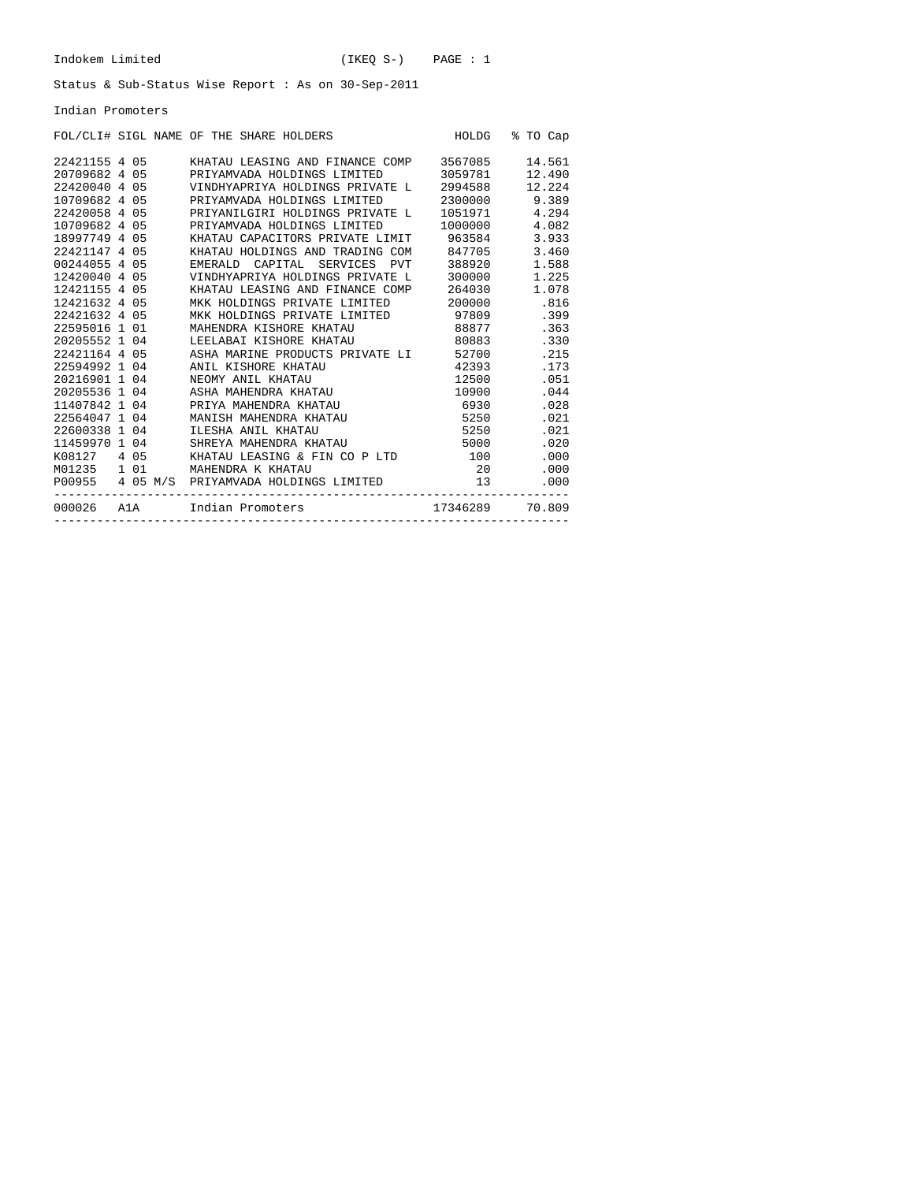Indokem Limited (IKEQ S-) PAGE : 1

Status & Sub-Status Wise Report : As on 30-Sep-2011

Indian Promoters

| FOL/CLI# | SIGL | NAME OF THE SHARE HOLDERS | HOLDG | % TO Cap |
|---|---|---|---|---|
| 22421155 | 4 05 | KHATAU LEASING AND FINANCE COMP | 3567085 | 14.561 |
| 20709682 | 4 05 | PRIYAMVADA HOLDINGS LIMITED | 3059781 | 12.490 |
| 22420040 | 4 05 | VINDHYAPRIYA HOLDINGS PRIVATE L | 2994588 | 12.224 |
| 10709682 | 4 05 | PRIYAMVADA HOLDINGS LIMITED | 2300000 | 9.389 |
| 22420058 | 4 05 | PRIYANILGIRI HOLDINGS PRIVATE L | 1051971 | 4.294 |
| 10709682 | 4 05 | PRIYAMVADA HOLDINGS LIMITED | 1000000 | 4.082 |
| 18997749 | 4 05 | KHATAU CAPACITORS PRIVATE LIMIT | 963584 | 3.933 |
| 22421147 | 4 05 | KHATAU HOLDINGS AND TRADING COM | 847705 | 3.460 |
| 00244055 | 4 05 | EMERALD CAPITAL SERVICES PVT | 388920 | 1.588 |
| 12420040 | 4 05 | VINDHYAPRIYA HOLDINGS PRIVATE L | 300000 | 1.225 |
| 12421155 | 4 05 | KHATAU LEASING AND FINANCE COMP | 264030 | 1.078 |
| 12421632 | 4 05 | MKK HOLDINGS PRIVATE LIMITED | 200000 | .816 |
| 22421632 | 4 05 | MKK HOLDINGS PRIVATE LIMITED | 97809 | .399 |
| 22595016 | 1 01 | MAHENDRA KISHORE KHATAU | 88877 | .363 |
| 20205552 | 1 04 | LEELABAI KISHORE KHATAU | 80883 | .330 |
| 22421164 | 4 05 | ASHA MARINE PRODUCTS PRIVATE LI | 52700 | .215 |
| 22594992 | 1 04 | ANIL KISHORE KHATAU | 42393 | .173 |
| 20216901 | 1 04 | NEOMY ANIL KHATAU | 12500 | .051 |
| 20205536 | 1 04 | ASHA MAHENDRA KHATAU | 10900 | .044 |
| 11407842 | 1 04 | PRIYA MAHENDRA KHATAU | 6930 | .028 |
| 22564047 | 1 04 | MANISH MAHENDRA KHATAU | 5250 | .021 |
| 22600338 | 1 04 | ILESHA ANIL KHATAU | 5250 | .021 |
| 11459970 | 1 04 | SHREYA MAHENDRA KHATAU | 5000 | .020 |
| K08127 | 4 05 | KHATAU LEASING & FIN CO P LTD | 100 | .000 |
| M01235 | 1 01 | MAHENDRA K KHATAU | 20 | .000 |
| P00955 | 4 05 M/S | PRIYAMVADA HOLDINGS LIMITED | 13 | .000 |
| 000026 | A1A | Indian Promoters | 17346289 | 70.809 |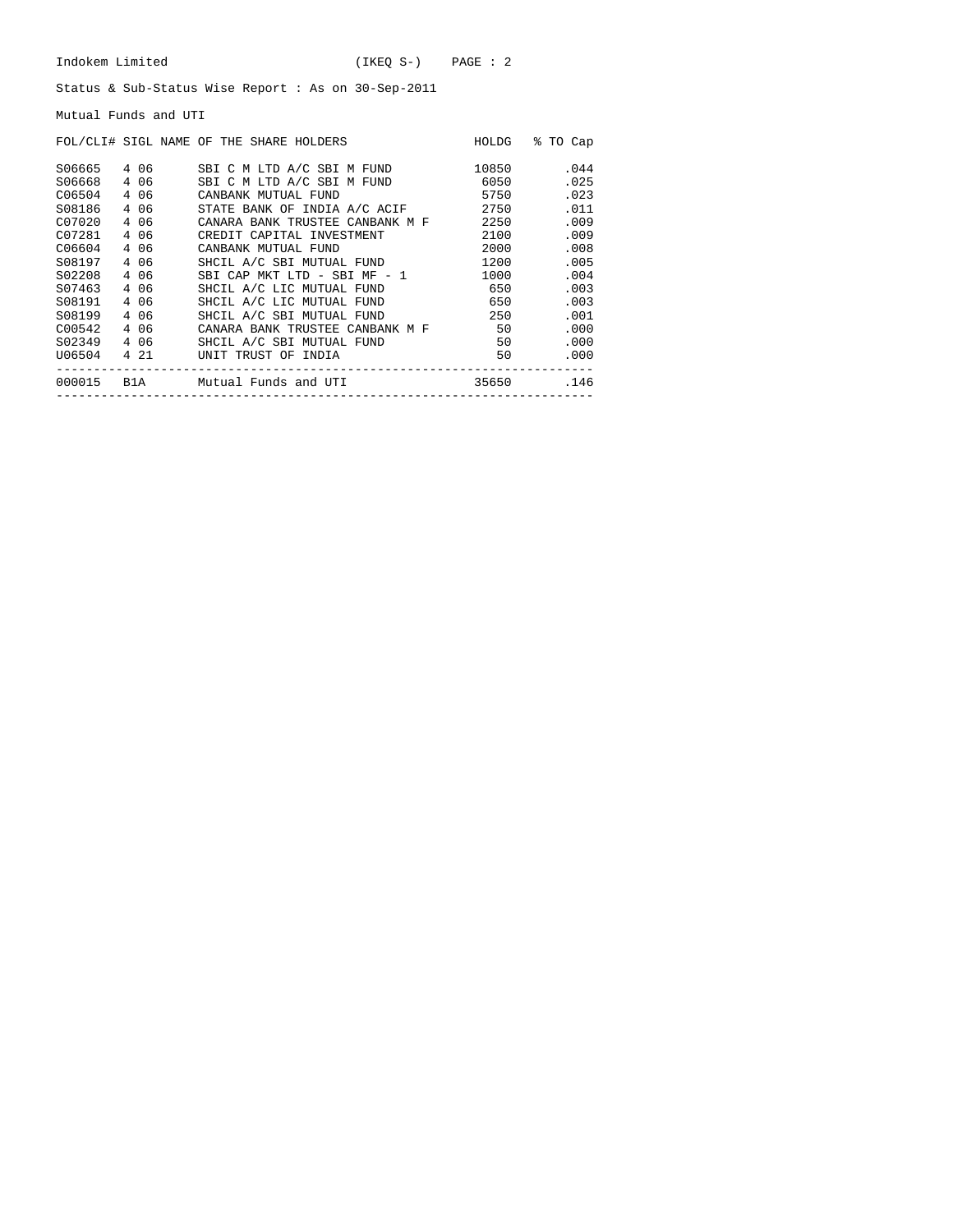Indokem Limited (IKEQ S-)

Status & Sub-Status Wise Report : As on 30-Sep-2011

Mutual Funds and UTI

| FOL/CLI# | SIGL | NAME OF THE SHARE HOLDERS | HOLDG | % TO Cap |
|---|---|---|---|---|
| S06665 | 4 06 | SBI C M LTD A/C SBI M FUND | 10850 | .044 |
| S06668 | 4 06 | SBI C M LTD A/C SBI M FUND | 6050 | .025 |
| C06504 | 4 06 | CANBANK MUTUAL FUND | 5750 | .023 |
| S08186 | 4 06 | STATE BANK OF INDIA A/C ACIF | 2750 | .011 |
| C07020 | 4 06 | CANARA BANK TRUSTEE CANBANK M F | 2250 | .009 |
| C07281 | 4 06 | CREDIT CAPITAL INVESTMENT | 2100 | .009 |
| C06604 | 4 06 | CANBANK MUTUAL FUND | 2000 | .008 |
| S08197 | 4 06 | SHCIL A/C SBI MUTUAL FUND | 1200 | .005 |
| S02208 | 4 06 | SBI CAP MKT LTD - SBI MF - 1 | 1000 | .004 |
| S07463 | 4 06 | SHCIL A/C LIC MUTUAL FUND | 650 | .003 |
| S08191 | 4 06 | SHCIL A/C LIC MUTUAL FUND | 650 | .003 |
| S08199 | 4 06 | SHCIL A/C SBI MUTUAL FUND | 250 | .001 |
| C00542 | 4 06 | CANARA BANK TRUSTEE CANBANK M F | 50 | .000 |
| S02349 | 4 06 | SHCIL A/C SBI MUTUAL FUND | 50 | .000 |
| U06504 | 4 21 | UNIT TRUST OF INDIA | 50 | .000 |
| 000015 | B1A | Mutual Funds and UTI | 35650 | .146 |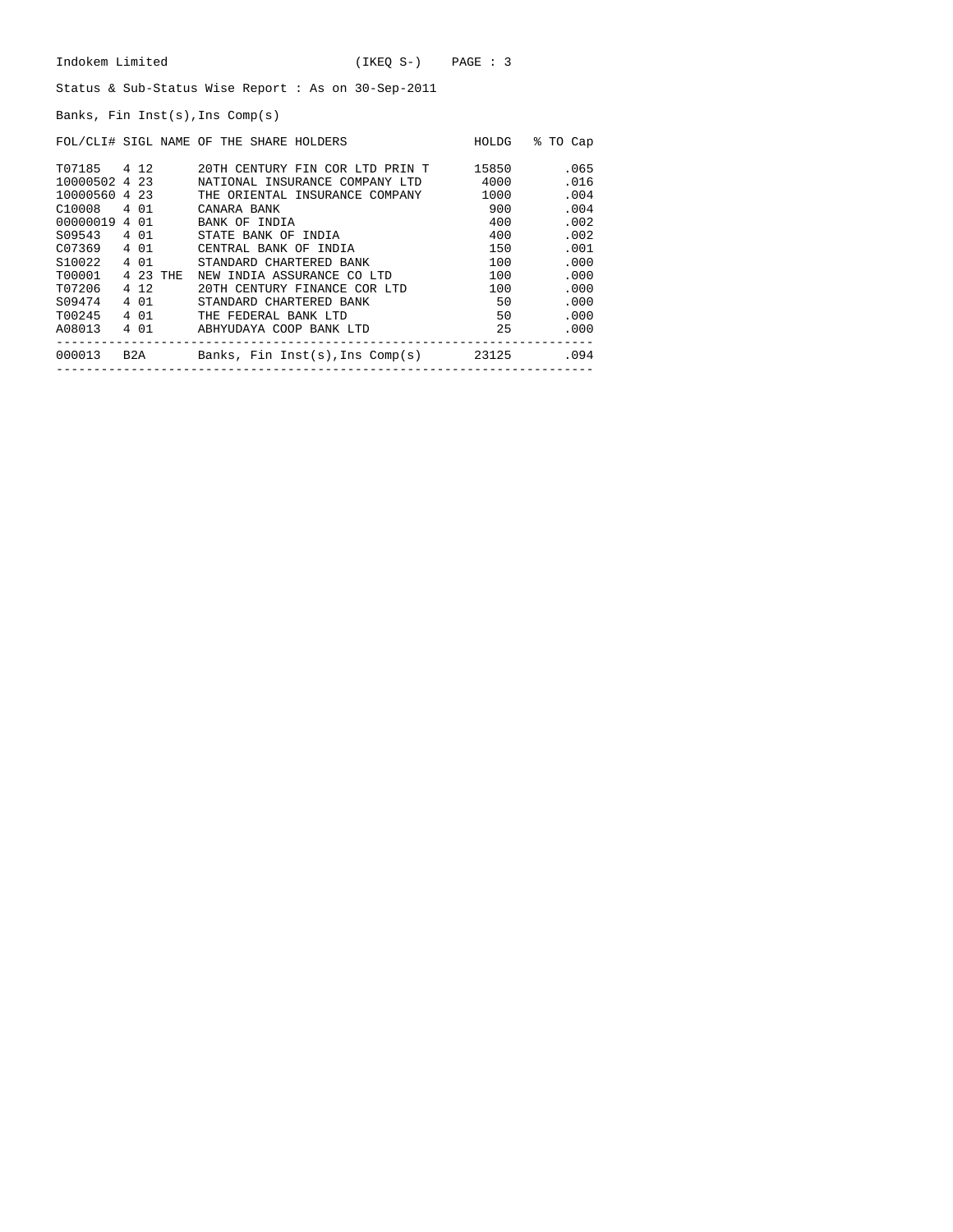Indokem Limited (IKEQ S-) PAGE : 3

Status & Sub-Status Wise Report : As on 30-Sep-2011

Banks, Fin Inst(s),Ins Comp(s)

| FOL/CLI# | SIGL | NAME OF THE SHARE HOLDERS | HOLDG | % TO Cap |
|---|---|---|---|---|
| T07185 | 4 12 | 20TH CENTURY FIN COR LTD PRIN T | 15850 | .065 |
| 10000502 | 4 23 | NATIONAL INSURANCE COMPANY LTD | 4000 | .016 |
| 10000560 | 4 23 | THE ORIENTAL INSURANCE COMPANY | 1000 | .004 |
| C10008 | 4 01 | CANARA BANK | 900 | .004 |
| 00000019 | 4 01 | BANK OF INDIA | 400 | .002 |
| S09543 | 4 01 | STATE BANK OF INDIA | 400 | .002 |
| C07369 | 4 01 | CENTRAL BANK OF INDIA | 150 | .001 |
| S10022 | 4 01 | STANDARD CHARTERED BANK | 100 | .000 |
| T00001 | 4 23 THE | NEW INDIA ASSURANCE CO LTD | 100 | .000 |
| T07206 | 4 12 | 20TH CENTURY FINANCE COR LTD | 100 | .000 |
| S09474 | 4 01 | STANDARD CHARTERED BANK | 50 | .000 |
| T00245 | 4 01 | THE FEDERAL BANK LTD | 50 | .000 |
| A08013 | 4 01 | ABHYUDAYA COOP BANK LTD | 25 | .000 |
| 000013 | B2A | Banks, Fin Inst(s),Ins Comp(s) | 23125 | .094 |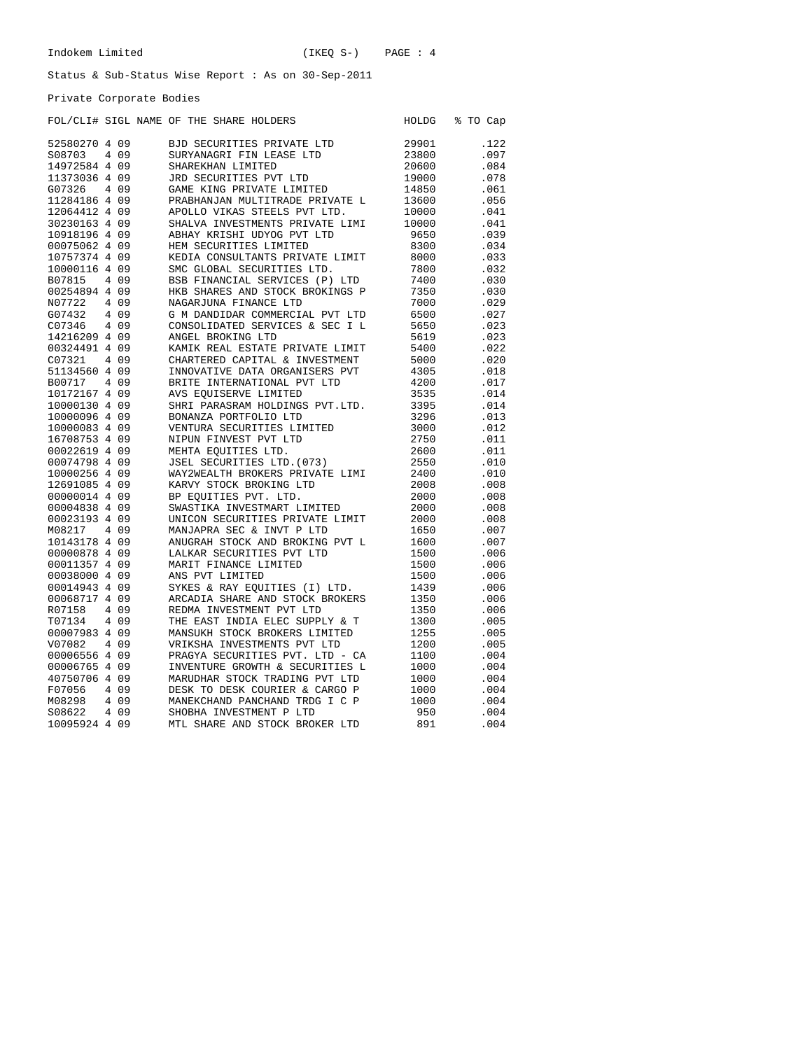Indokem Limited (IKEQ S-)

Status & Sub-Status Wise Report : As on 30-Sep-2011

Private Corporate Bodies

| FOL/CLI# | SIGL | NAME OF THE SHARE HOLDERS | HOLDG | % TO Cap |
|---|---|---|---|---|
| 52580270 | 4 09 | BJD SECURITIES PRIVATE LTD | 29901 | .122 |
| S08703 | 4 09 | SURYANAGRI FIN LEASE LTD | 23800 | .097 |
| 14972584 | 4 09 | SHAREKHAN LIMITED | 20600 | .084 |
| 11373036 | 4 09 | JRD SECURITIES PVT LTD | 19000 | .078 |
| G07326 | 4 09 | GAME KING PRIVATE LIMITED | 14850 | .061 |
| 11284186 | 4 09 | PRABHANJAN MULTITRADE PRIVATE L | 13600 | .056 |
| 12064412 | 4 09 | APOLLO VIKAS STEELS PVT LTD. | 10000 | .041 |
| 30230163 | 4 09 | SHALVA INVESTMENTS PRIVATE LIMI | 10000 | .041 |
| 10918196 | 4 09 | ABHAY KRISHI UDYOG PVT LTD | 9650 | .039 |
| 00075062 | 4 09 | HEM SECURITIES LIMITED | 8300 | .034 |
| 10757374 | 4 09 | KEDIA CONSULTANTS PRIVATE LIMIT | 8000 | .033 |
| 10000116 | 4 09 | SMC GLOBAL SECURITIES LTD. | 7800 | .032 |
| B07815 | 4 09 | BSB FINANCIAL SERVICES (P) LTD | 7400 | .030 |
| 00254894 | 4 09 | HKB SHARES AND STOCK BROKINGS P | 7350 | .030 |
| N07722 | 4 09 | NAGARJUNA FINANCE LTD | 7000 | .029 |
| G07432 | 4 09 | G M DANDIDAR COMMERCIAL PVT LTD | 6500 | .027 |
| C07346 | 4 09 | CONSOLIDATED SERVICES & SEC I L | 5650 | .023 |
| 14216209 | 4 09 | ANGEL BROKING LTD | 5619 | .023 |
| 00324491 | 4 09 | KAMIK REAL ESTATE PRIVATE LIMIT | 5400 | .022 |
| C07321 | 4 09 | CHARTERED CAPITAL & INVESTMENT | 5000 | .020 |
| 51134560 | 4 09 | INNOVATIVE DATA ORGANISERS PVT | 4305 | .018 |
| B00717 | 4 09 | BRITE INTERNATIONAL PVT LTD | 4200 | .017 |
| 10172167 | 4 09 | AVS EQUISERVE LIMITED | 3535 | .014 |
| 10000130 | 4 09 | SHRI PARASRAM HOLDINGS PVT.LTD. | 3395 | .014 |
| 10000096 | 4 09 | BONANZA PORTFOLIO LTD | 3296 | .013 |
| 10000083 | 4 09 | VENTURA SECURITIES LIMITED | 3000 | .012 |
| 16708753 | 4 09 | NIPUN FINVEST PVT LTD | 2750 | .011 |
| 00022619 | 4 09 | MEHTA EQUITIES LTD. | 2600 | .011 |
| 00074798 | 4 09 | JSEL SECURITIES LTD.(073) | 2550 | .010 |
| 10000256 | 4 09 | WAY2WEALTH BROKERS PRIVATE LIMI | 2400 | .010 |
| 12691085 | 4 09 | KARVY STOCK BROKING LTD | 2008 | .008 |
| 00000014 | 4 09 | BP EQUITIES PVT. LTD. | 2000 | .008 |
| 00004838 | 4 09 | SWASTIKA INVESTMART LIMITED | 2000 | .008 |
| 00023193 | 4 09 | UNICON SECURITIES PRIVATE LIMIT | 2000 | .008 |
| M08217 | 4 09 | MANJAPRA SEC & INVT P LTD | 1650 | .007 |
| 10143178 | 4 09 | ANUGRAH STOCK AND BROKING PVT L | 1600 | .007 |
| 00000878 | 4 09 | LALKAR SECURITIES PVT LTD | 1500 | .006 |
| 00011357 | 4 09 | MARIT FINANCE LIMITED | 1500 | .006 |
| 00038000 | 4 09 | ANS PVT LIMITED | 1500 | .006 |
| 00014943 | 4 09 | SYKES & RAY EQUITIES (I) LTD. | 1439 | .006 |
| 00068717 | 4 09 | ARCADIA SHARE AND STOCK BROKERS | 1350 | .006 |
| R07158 | 4 09 | REDMA INVESTMENT PVT LTD | 1350 | .006 |
| T07134 | 4 09 | THE EAST INDIA ELEC SUPPLY & T | 1300 | .005 |
| 00007983 | 4 09 | MANSUKH STOCK BROKERS LIMITED | 1255 | .005 |
| V07082 | 4 09 | VRIKSHA INVESTMENTS PVT LTD | 1200 | .005 |
| 00006556 | 4 09 | PRAGYA SECURITIES PVT. LTD - CA | 1100 | .004 |
| 00006765 | 4 09 | INVENTURE GROWTH & SECURITIES L | 1000 | .004 |
| 40750706 | 4 09 | MARUDHAR STOCK TRADING PVT LTD | 1000 | .004 |
| F07056 | 4 09 | DESK TO DESK COURIER & CARGO P | 1000 | .004 |
| M08298 | 4 09 | MANEKCHAND PANCHAND TRDG I C P | 1000 | .004 |
| S08622 | 4 09 | SHOBHA INVESTMENT P LTD | 950 | .004 |
| 10095924 | 4 09 | MTL SHARE AND STOCK BROKER LTD | 891 | .004 |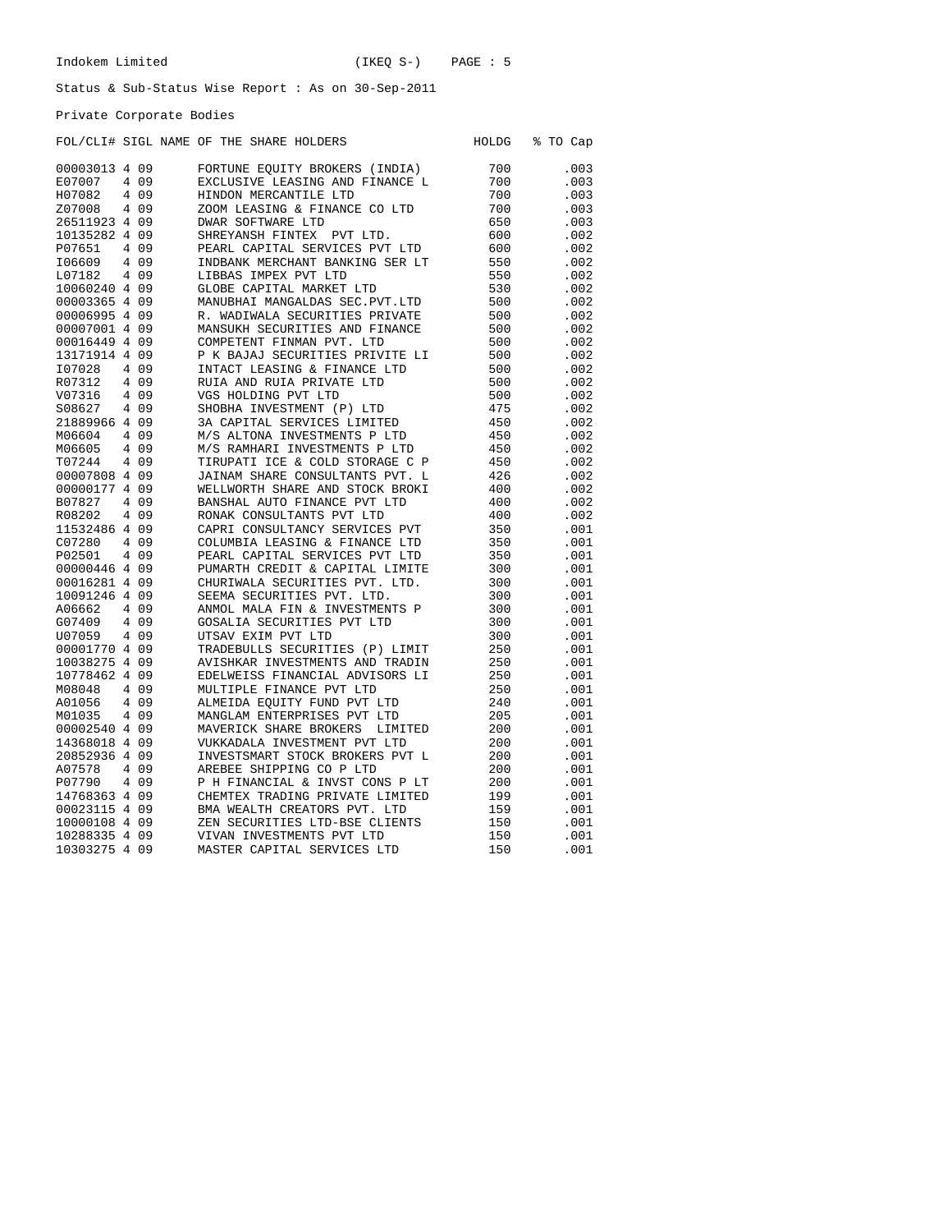Indokem Limited (IKEQ S-) PAGE : 5

Status & Sub-Status Wise Report : As on 30-Sep-2011

Private Corporate Bodies

| FOL/CLI# | SIGL | NAME OF THE SHARE HOLDERS | HOLDG | % TO Cap |
|---|---|---|---|---|
| 00003013 | 4 09 | FORTUNE EQUITY BROKERS (INDIA) | 700 | .003 |
| E07007 | 4 09 | EXCLUSIVE LEASING AND FINANCE L | 700 | .003 |
| H07082 | 4 09 | HINDON MERCANTILE LTD | 700 | .003 |
| Z07008 | 4 09 | ZOOM LEASING & FINANCE CO LTD | 700 | .003 |
| 26511923 | 4 09 | DWAR SOFTWARE LTD | 650 | .003 |
| 10135282 | 4 09 | SHREYANSH FINTEX PVT LTD. | 600 | .002 |
| P07651 | 4 09 | PEARL CAPITAL SERVICES PVT LTD | 600 | .002 |
| I06609 | 4 09 | INDBANK MERCHANT BANKING SER LT | 550 | .002 |
| L07182 | 4 09 | LIBBAS IMPEX PVT LTD | 550 | .002 |
| 10060240 | 4 09 | GLOBE CAPITAL MARKET LTD | 530 | .002 |
| 00003365 | 4 09 | MANUBHAI MANGALDAS SEC.PVT.LTD | 500 | .002 |
| 00006995 | 4 09 | R. WADIWALA SECURITIES PRIVATE | 500 | .002 |
| 00007001 | 4 09 | MANSUKH SECURITIES AND FINANCE | 500 | .002 |
| 00016449 | 4 09 | COMPETENT FINMAN PVT. LTD | 500 | .002 |
| 13171914 | 4 09 | P K BAJAJ SECURITIES PRIVITE LI | 500 | .002 |
| I07028 | 4 09 | INTACT LEASING & FINANCE LTD | 500 | .002 |
| R07312 | 4 09 | RUIA AND RUIA PRIVATE LTD | 500 | .002 |
| V07316 | 4 09 | VGS HOLDING PVT LTD | 500 | .002 |
| S08627 | 4 09 | SHOBHA INVESTMENT (P) LTD | 475 | .002 |
| 21889966 | 4 09 | 3A CAPITAL SERVICES LIMITED | 450 | .002 |
| M06604 | 4 09 | M/S ALTONA INVESTMENTS P LTD | 450 | .002 |
| M06605 | 4 09 | M/S RAMHARI INVESTMENTS P LTD | 450 | .002 |
| T07244 | 4 09 | TIRUPATI ICE & COLD STORAGE C P | 450 | .002 |
| 00007808 | 4 09 | JAINAM SHARE CONSULTANTS PVT. L | 426 | .002 |
| 00000177 | 4 09 | WELLWORTH SHARE AND STOCK BROKI | 400 | .002 |
| B07827 | 4 09 | BANSHAL AUTO FINANCE PVT LTD | 400 | .002 |
| R08202 | 4 09 | RONAK CONSULTANTS PVT LTD | 400 | .002 |
| 11532486 | 4 09 | CAPRI CONSULTANCY SERVICES PVT | 350 | .001 |
| C07280 | 4 09 | COLUMBIA LEASING & FINANCE LTD | 350 | .001 |
| P02501 | 4 09 | PEARL CAPITAL SERVICES PVT LTD | 350 | .001 |
| 00000446 | 4 09 | PUMARTH CREDIT & CAPITAL LIMITE | 300 | .001 |
| 00016281 | 4 09 | CHURIWALA SECURITIES PVT. LTD. | 300 | .001 |
| 10091246 | 4 09 | SEEMA SECURITIES PVT. LTD. | 300 | .001 |
| A06662 | 4 09 | ANMOL MALA FIN & INVESTMENTS P | 300 | .001 |
| G07409 | 4 09 | GOSALIA SECURITIES PVT LTD | 300 | .001 |
| U07059 | 4 09 | UTSAV EXIM PVT LTD | 300 | .001 |
| 00001770 | 4 09 | TRADEBULLS SECURITIES (P) LIMIT | 250 | .001 |
| 10038275 | 4 09 | AVISHKAR INVESTMENTS AND TRADIN | 250 | .001 |
| 10778462 | 4 09 | EDELWEISS FINANCIAL ADVISORS LI | 250 | .001 |
| M08048 | 4 09 | MULTIPLE FINANCE PVT LTD | 250 | .001 |
| A01056 | 4 09 | ALMEIDA EQUITY FUND PVT LTD | 240 | .001 |
| M01035 | 4 09 | MANGLAM ENTERPRISES PVT LTD | 205 | .001 |
| 00002540 | 4 09 | MAVERICK SHARE BROKERS LIMITED | 200 | .001 |
| 14368018 | 4 09 | VUKKADALA INVESTMENT PVT LTD | 200 | .001 |
| 20852936 | 4 09 | INVESTSMART STOCK BROKERS PVT L | 200 | .001 |
| A07578 | 4 09 | AREBEE SHIPPING CO P LTD | 200 | .001 |
| P07790 | 4 09 | P H FINANCIAL & INVST CONS P LT | 200 | .001 |
| 14768363 | 4 09 | CHEMTEX TRADING PRIVATE LIMITED | 199 | .001 |
| 00023115 | 4 09 | BMA WEALTH CREATORS PVT. LTD | 159 | .001 |
| 10000108 | 4 09 | ZEN SECURITIES LTD-BSE CLIENTS | 150 | .001 |
| 10288335 | 4 09 | VIVAN INVESTMENTS PVT LTD | 150 | .001 |
| 10303275 | 4 09 | MASTER CAPITAL SERVICES LTD | 150 | .001 |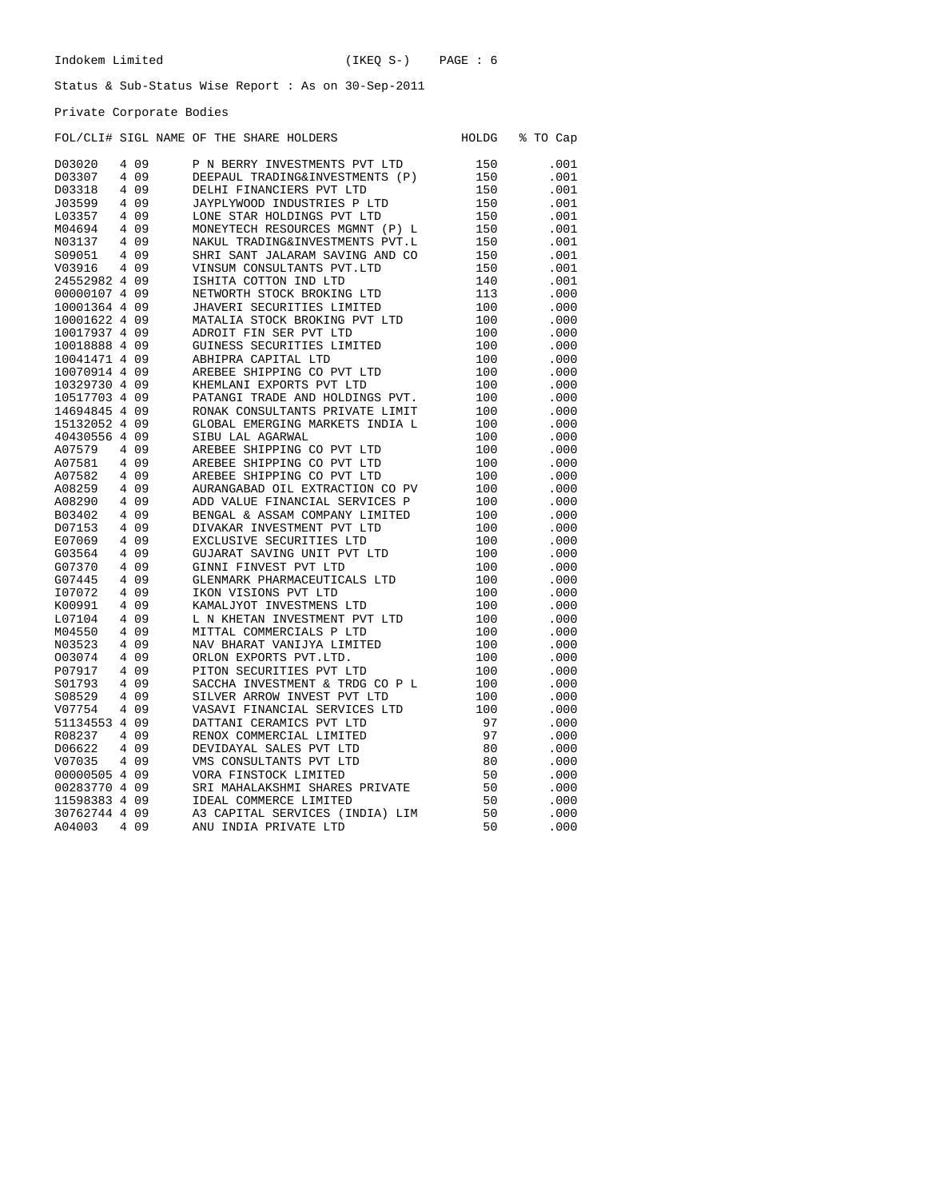Indokem Limited (IKEQ S-) PAGE : 6

Status & Sub-Status Wise Report : As on 30-Sep-2011

Private Corporate Bodies

| FOL/CLI# | SIGL | NAME OF THE SHARE HOLDERS | HOLDG | % TO Cap |
|---|---|---|---|---|
| D03020 | 4 09 | P N BERRY INVESTMENTS PVT LTD | 150 | .001 |
| D03307 | 4 09 | DEEPAUL TRADING&INVESTMENTS (P) | 150 | .001 |
| D03318 | 4 09 | DELHI FINANCIERS PVT LTD | 150 | .001 |
| J03599 | 4 09 | JAYPLYWOOD INDUSTRIES P LTD | 150 | .001 |
| L03357 | 4 09 | LONE STAR HOLDINGS PVT LTD | 150 | .001 |
| M04694 | 4 09 | MONEYTECH RESOURCES MGMNT (P) L | 150 | .001 |
| N03137 | 4 09 | NAKUL TRADING&INVESTMENTS PVT.L | 150 | .001 |
| S09051 | 4 09 | SHRI SANT JALARAM SAVING AND CO | 150 | .001 |
| V03916 | 4 09 | VINSUM CONSULTANTS PVT.LTD | 150 | .001 |
| 24552982 | 4 09 | ISHITA COTTON IND LTD | 140 | .001 |
| 00000107 | 4 09 | NETWORTH STOCK BROKING LTD | 113 | .000 |
| 10001364 | 4 09 | JHAVERI SECURITIES LIMITED | 100 | .000 |
| 10001622 | 4 09 | MATALIA STOCK BROKING PVT LTD | 100 | .000 |
| 10017937 | 4 09 | ADROIT FIN SER PVT LTD | 100 | .000 |
| 10018888 | 4 09 | GUINESS SECURITIES LIMITED | 100 | .000 |
| 10041471 | 4 09 | ABHIPRA CAPITAL LTD | 100 | .000 |
| 10070914 | 4 09 | AREBEE SHIPPING CO PVT LTD | 100 | .000 |
| 10329730 | 4 09 | KHEMLANI EXPORTS PVT LTD | 100 | .000 |
| 10517703 | 4 09 | PATANGI TRADE AND HOLDINGS PVT. | 100 | .000 |
| 14694845 | 4 09 | RONAK CONSULTANTS PRIVATE LIMIT | 100 | .000 |
| 15132052 | 4 09 | GLOBAL EMERGING MARKETS INDIA L | 100 | .000 |
| 40430556 | 4 09 | SIBU LAL AGARWAL | 100 | .000 |
| A07579 | 4 09 | AREBEE SHIPPING CO PVT LTD | 100 | .000 |
| A07581 | 4 09 | AREBEE SHIPPING CO PVT LTD | 100 | .000 |
| A07582 | 4 09 | AREBEE SHIPPING CO PVT LTD | 100 | .000 |
| A08259 | 4 09 | AURANGABAD OIL EXTRACTION CO PV | 100 | .000 |
| A08290 | 4 09 | ADD VALUE FINANCIAL SERVICES P | 100 | .000 |
| B03402 | 4 09 | BENGAL & ASSAM COMPANY LIMITED | 100 | .000 |
| D07153 | 4 09 | DIVAKAR INVESTMENT PVT LTD | 100 | .000 |
| E07069 | 4 09 | EXCLUSIVE SECURITIES LTD | 100 | .000 |
| G03564 | 4 09 | GUJARAT SAVING UNIT PVT LTD | 100 | .000 |
| G07370 | 4 09 | GINNI FINVEST PVT LTD | 100 | .000 |
| G07445 | 4 09 | GLENMARK PHARMACEUTICALS LTD | 100 | .000 |
| I07072 | 4 09 | IKON VISIONS PVT LTD | 100 | .000 |
| K00991 | 4 09 | KAMALJYOT INVESTMENS LTD | 100 | .000 |
| L07104 | 4 09 | L N KHETAN INVESTMENT PVT LTD | 100 | .000 |
| M04550 | 4 09 | MITTAL COMMERCIALS P LTD | 100 | .000 |
| N03523 | 4 09 | NAV BHARAT VANIJYA LIMITED | 100 | .000 |
| O03074 | 4 09 | ORLON EXPORTS PVT.LTD. | 100 | .000 |
| P07917 | 4 09 | PITON SECURITIES PVT LTD | 100 | .000 |
| S01793 | 4 09 | SACCHA INVESTMENT & TRDG CO P L | 100 | .000 |
| S08529 | 4 09 | SILVER ARROW INVEST PVT LTD | 100 | .000 |
| V07754 | 4 09 | VASAVI FINANCIAL SERVICES LTD | 100 | .000 |
| 51134553 | 4 09 | DATTANI CERAMICS PVT LTD | 97 | .000 |
| R08237 | 4 09 | RENOX COMMERCIAL LIMITED | 97 | .000 |
| D06622 | 4 09 | DEVIDAYAL SALES PVT LTD | 80 | .000 |
| V07035 | 4 09 | VMS CONSULTANTS PVT LTD | 80 | .000 |
| 00000505 | 4 09 | VORA FINSTOCK LIMITED | 50 | .000 |
| 00283770 | 4 09 | SRI MAHALAKSHMI SHARES PRIVATE | 50 | .000 |
| 11598383 | 4 09 | IDEAL COMMERCE LIMITED | 50 | .000 |
| 30762744 | 4 09 | A3 CAPITAL SERVICES (INDIA) LIM | 50 | .000 |
| A04003 | 4 09 | ANU INDIA PRIVATE LTD | 50 | .000 |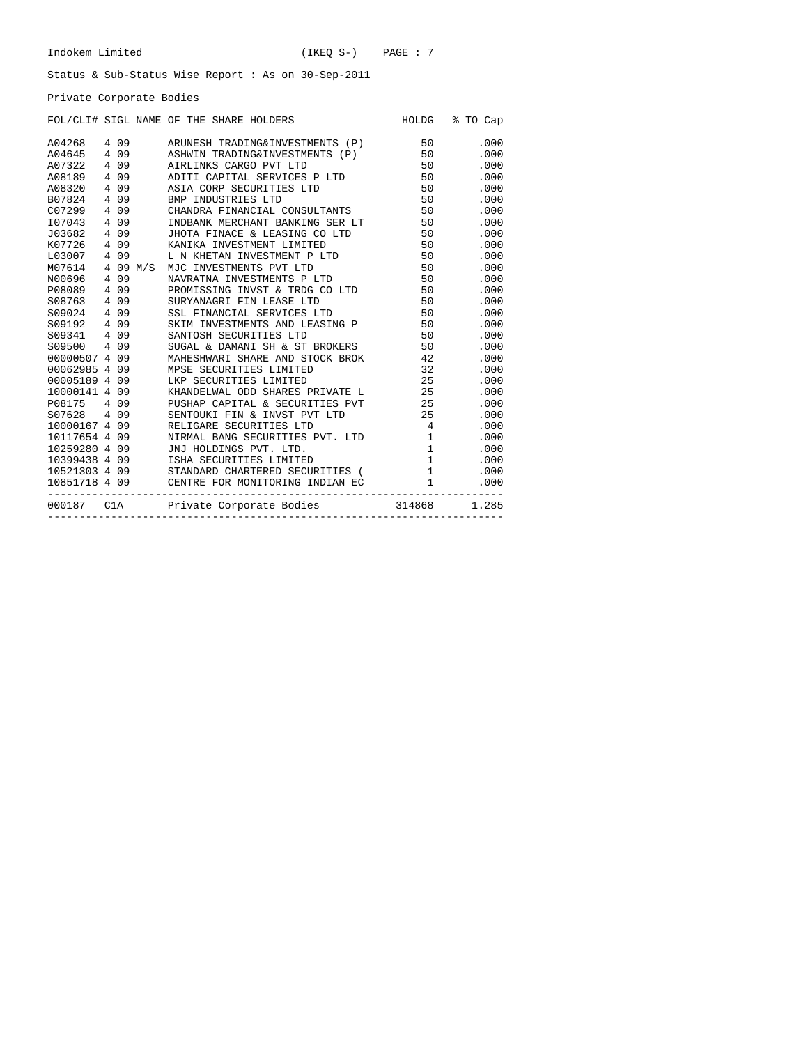Indokem Limited (IKEQ S-)

Status & Sub-Status Wise Report : As on 30-Sep-2011

Private Corporate Bodies

| FOL/CLI# | SIGL | NAME OF THE SHARE HOLDERS | HOLDG | % TO Cap |
|---|---|---|---|---|
| A04268 | 4 09 | ARUNESH TRADING&INVESTMENTS (P) | 50 | .000 |
| A04645 | 4 09 | ASHWIN TRADING&INVESTMENTS (P) | 50 | .000 |
| A07322 | 4 09 | AIRLINKS CARGO PVT LTD | 50 | .000 |
| A08189 | 4 09 | ADITI CAPITAL SERVICES P LTD | 50 | .000 |
| A08320 | 4 09 | ASIA CORP SECURITIES LTD | 50 | .000 |
| B07824 | 4 09 | BMP INDUSTRIES LTD | 50 | .000 |
| C07299 | 4 09 | CHANDRA FINANCIAL CONSULTANTS | 50 | .000 |
| I07043 | 4 09 | INDBANK MERCHANT BANKING SER LT | 50 | .000 |
| J03682 | 4 09 | JHOTA FINACE & LEASING CO LTD | 50 | .000 |
| K07726 | 4 09 | KANIKA INVESTMENT LIMITED | 50 | .000 |
| L03007 | 4 09 | L N KHETAN INVESTMENT P LTD | 50 | .000 |
| M07614 | 4 09 M/S | MJC INVESTMENTS PVT LTD | 50 | .000 |
| N00696 | 4 09 | NAVRATNA INVESTMENTS P LTD | 50 | .000 |
| P08089 | 4 09 | PROMISSING INVST & TRDG CO LTD | 50 | .000 |
| S08763 | 4 09 | SURYANAGRI FIN LEASE LTD | 50 | .000 |
| S09024 | 4 09 | SSL FINANCIAL SERVICES LTD | 50 | .000 |
| S09192 | 4 09 | SKIM INVESTMENTS AND LEASING P | 50 | .000 |
| S09341 | 4 09 | SANTOSH SECURITIES LTD | 50 | .000 |
| S09500 | 4 09 | SUGAL & DAMANI SH & ST BROKERS | 50 | .000 |
| 00000507 | 4 09 | MAHESHWARI SHARE AND STOCK BROK | 42 | .000 |
| 00062985 | 4 09 | MPSE SECURITIES LIMITED | 32 | .000 |
| 00005189 | 4 09 | LKP SECURITIES LIMITED | 25 | .000 |
| 10000141 | 4 09 | KHANDELWAL ODD SHARES PRIVATE L | 25 | .000 |
| P08175 | 4 09 | PUSHAP CAPITAL & SECURITIES PVT | 25 | .000 |
| S07628 | 4 09 | SENTOUKI FIN & INVST PVT LTD | 25 | .000 |
| 10000167 | 4 09 | RELIGARE SECURITIES LTD | 4 | .000 |
| 10117654 | 4 09 | NIRMAL BANG SECURITIES PVT. LTD | 1 | .000 |
| 10259280 | 4 09 | JNJ HOLDINGS PVT. LTD. | 1 | .000 |
| 10399438 | 4 09 | ISHA SECURITIES LIMITED | 1 | .000 |
| 10521303 | 4 09 | STANDARD CHARTERED SECURITIES ( | 1 | .000 |
| 10851718 | 4 09 | CENTRE FOR MONITORING INDIAN EC | 1 | .000 |
| 000187 | C1A | Private Corporate Bodies | 314868 | 1.285 |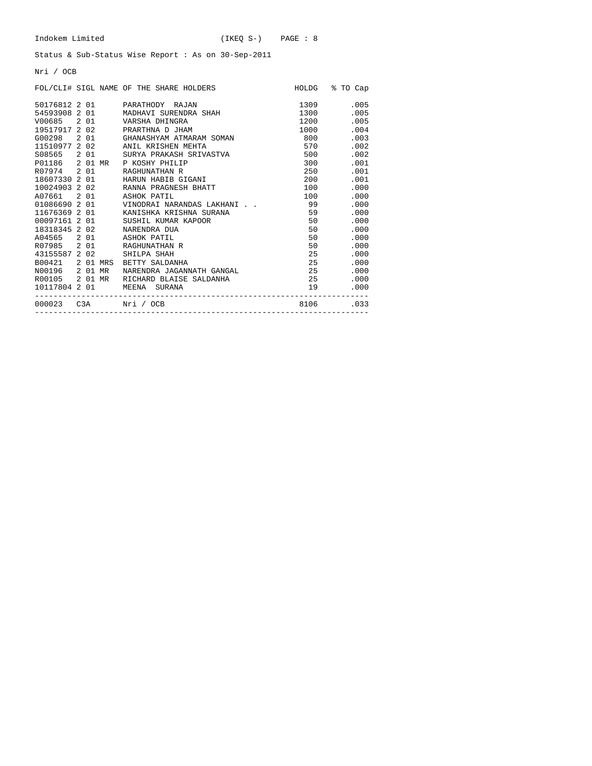Indokem Limited (IKEQ S-) PAGE : 8

Status & Sub-Status Wise Report : As on 30-Sep-2011

Nri / OCB

| FOL/CLI# | SIGL | NAME OF THE SHARE HOLDERS | HOLDG | % TO Cap |
|---|---|---|---|---|
| 50176812 | 2 01 | PARATHODY RAJAN | 1309 | .005 |
| 54593908 | 2 01 | MADHAVI SURENDRA SHAH | 1300 | .005 |
| V00685 | 2 01 | VARSHA DHINGRA | 1200 | .005 |
| 19517917 | 2 02 | PRARTHNA D JHAM | 1000 | .004 |
| G00298 | 2 01 | GHANASHYAM ATMARAM SOMAN | 800 | .003 |
| 11510977 | 2 02 | ANIL KRISHEN MEHTA | 570 | .002 |
| S08565 | 2 01 | SURYA PRAKASH SRIVASTVA | 500 | .002 |
| P01186 | 2 01 MR | P KOSHY PHILIP | 300 | .001 |
| R07974 | 2 01 | RAGHUNATHAN R | 250 | .001 |
| 18607330 | 2 01 | HARUN HABIB GIGANI | 200 | .001 |
| 10024903 | 2 02 | RANNA PRAGNESH BHATT | 100 | .000 |
| A07661 | 2 01 | ASHOK PATIL | 100 | .000 |
| 01086690 | 2 01 | VINODRAI NARANDAS LAKHANI . . | 99 | .000 |
| 11676369 | 2 01 | KANISHKA KRISHNA SURANA | 59 | .000 |
| 00097161 | 2 01 | SUSHIL KUMAR KAPOOR | 50 | .000 |
| 18318345 | 2 02 | NARENDRA DUA | 50 | .000 |
| A04565 | 2 01 | ASHOK PATIL | 50 | .000 |
| R07985 | 2 01 | RAGHUNATHAN R | 50 | .000 |
| 43155587 | 2 02 | SHILPA SHAH | 25 | .000 |
| B00421 | 2 01 MRS | BETTY SALDANHA | 25 | .000 |
| N00196 | 2 01 MR | NARENDRA JAGANNATH GANGAL | 25 | .000 |
| R00105 | 2 01 MR | RICHARD BLAISE SALDANHA | 25 | .000 |
| 10117804 | 2 01 | MEENA SURANA | 19 | .000 |
| 000023 | C3A | Nri / OCB | 8106 | .033 |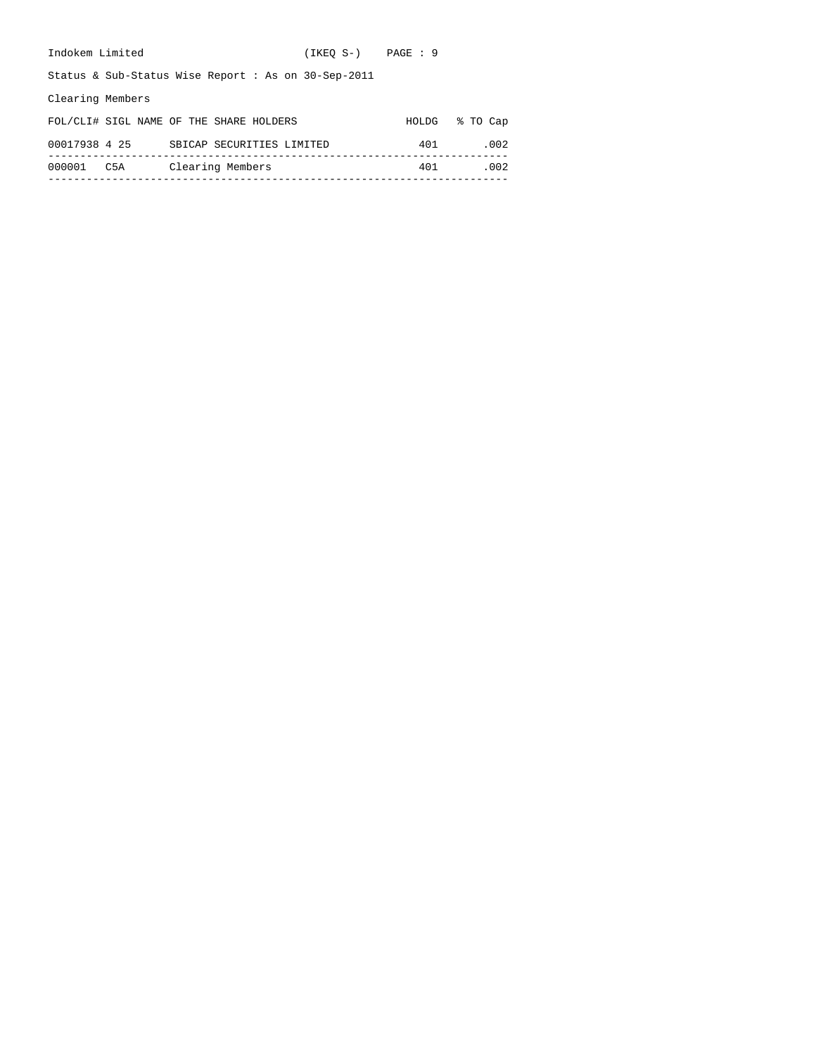Indokem Limited (IKEQ S-)

Status & Sub-Status Wise Report : As on 30-Sep-2011

Clearing Members

| FOL/CLI# | SIGL | NAME OF THE SHARE HOLDERS | HOLDG | % TO Cap |
|---|---|---|---|---|
| 00017938 | 4 25 | SBICAP SECURITIES LIMITED | 401 | .002 |
| 000001 | C5A | Clearing Members | 401 | .002 |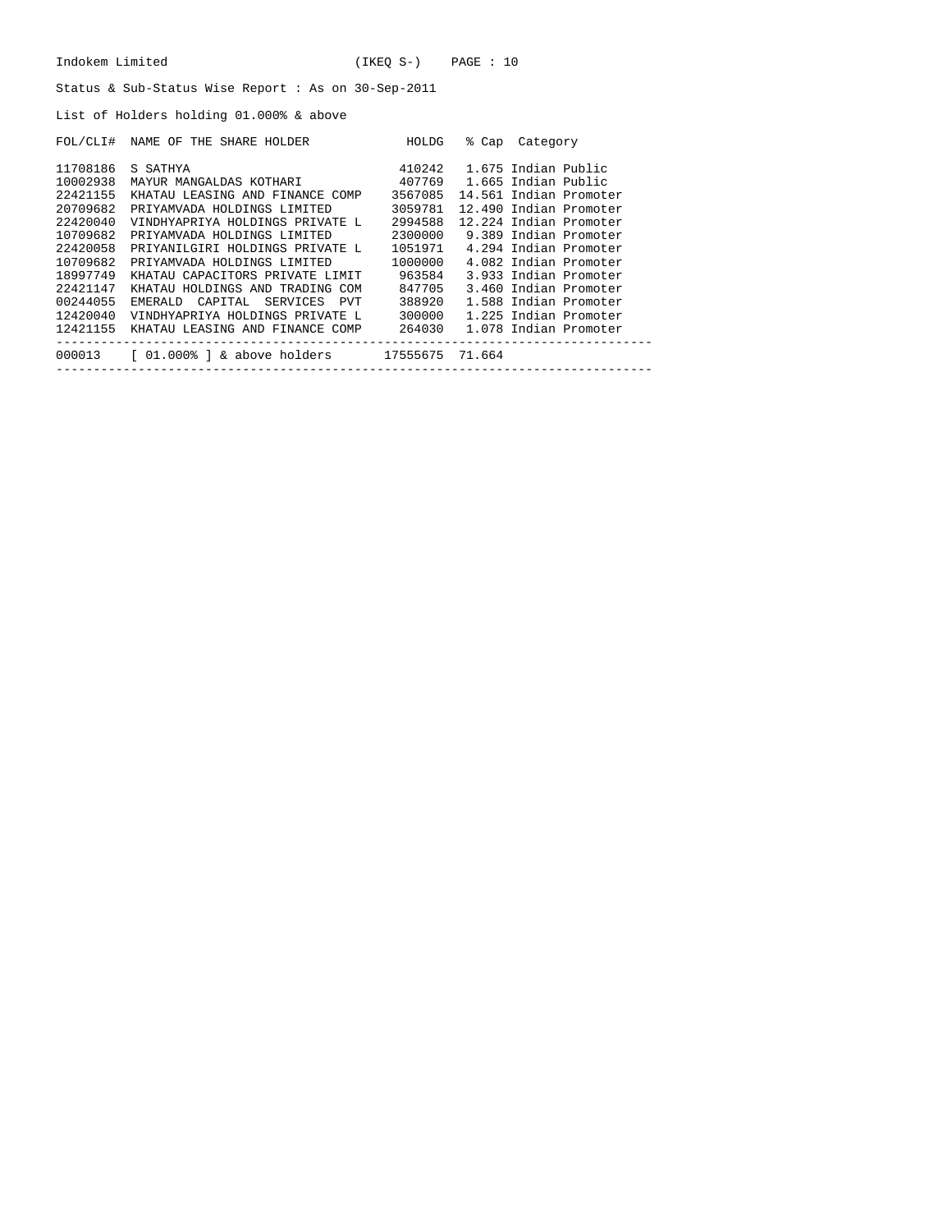Indokem Limited (IKEQ S-)

Status & Sub-Status Wise Report : As on 30-Sep-2011

List of Holders holding 01.000% & above

| FOL/CLI# | NAME OF THE SHARE HOLDER | HOLDG | % Cap | Category |
|---|---|---|---|---|
| 11708186 | S SATHYA | 410242 | 1.675 | Indian Public |
| 10002938 | MAYUR MANGALDAS KOTHARI | 407769 | 1.665 | Indian Public |
| 22421155 | KHATAU LEASING AND FINANCE COMP | 3567085 | 14.561 | Indian Promoter |
| 20709682 | PRIYAMVADA HOLDINGS LIMITED | 3059781 | 12.490 | Indian Promoter |
| 22420040 | VINDHYAPRIYA HOLDINGS PRIVATE L | 2994588 | 12.224 | Indian Promoter |
| 10709682 | PRIYAMVADA HOLDINGS LIMITED | 2300000 | 9.389 | Indian Promoter |
| 22420058 | PRIYANILGIRI HOLDINGS PRIVATE L | 1051971 | 4.294 | Indian Promoter |
| 10709682 | PRIYAMVADA HOLDINGS LIMITED | 1000000 | 4.082 | Indian Promoter |
| 18997749 | KHATAU CAPACITORS PRIVATE LIMIT | 963584 | 3.933 | Indian Promoter |
| 22421147 | KHATAU HOLDINGS AND TRADING COM | 847705 | 3.460 | Indian Promoter |
| 00244055 | EMERALD CAPITAL SERVICES PVT | 388920 | 1.588 | Indian Promoter |
| 12420040 | VINDHYAPRIYA HOLDINGS PRIVATE L | 300000 | 1.225 | Indian Promoter |
| 12421155 | KHATAU LEASING AND FINANCE COMP | 264030 | 1.078 | Indian Promoter |
| 000013 | [ 01.000% ] & above holders | 17555675 | 71.664 | |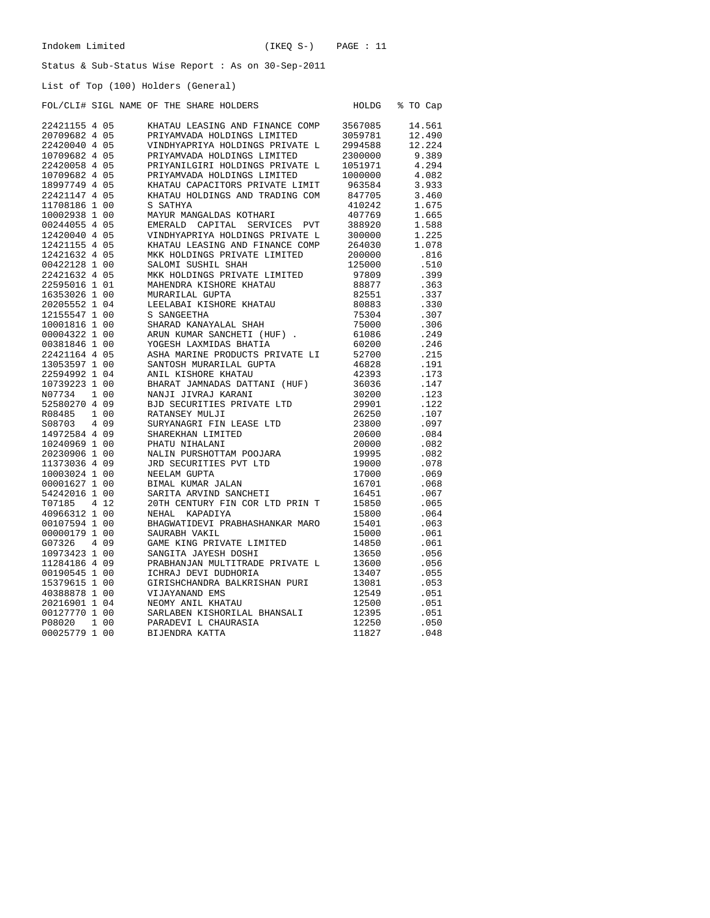Indokem Limited (IKEQ S-)

Status & Sub-Status Wise Report : As on 30-Sep-2011

List of Top (100) Holders (General)

| FOL/CLI# | SIGL | NAME OF THE SHARE HOLDERS | HOLDG | % TO Cap |
|---|---|---|---|---|
| 22421155 | 4 05 | KHATAU LEASING AND FINANCE COMP | 3567085 | 14.561 |
| 20709682 | 4 05 | PRIYAMVADA HOLDINGS LIMITED | 3059781 | 12.490 |
| 22420040 | 4 05 | VINDHYAPRIYA HOLDINGS PRIVATE L | 2994588 | 12.224 |
| 10709682 | 4 05 | PRIYAMVADA HOLDINGS LIMITED | 2300000 | 9.389 |
| 22420058 | 4 05 | PRIYANILGIRI HOLDINGS PRIVATE L | 1051971 | 4.294 |
| 10709682 | 4 05 | PRIYAMVADA HOLDINGS LIMITED | 1000000 | 4.082 |
| 18997749 | 4 05 | KHATAU CAPACITORS PRIVATE LIMIT | 963584 | 3.933 |
| 22421147 | 4 05 | KHATAU HOLDINGS AND TRADING COM | 847705 | 3.460 |
| 11708186 | 1 00 | S SATHYA | 410242 | 1.675 |
| 10002938 | 1 00 | MAYUR MANGALDAS KOTHARI | 407769 | 1.665 |
| 00244055 | 4 05 | EMERALD CAPITAL SERVICES PVT | 388920 | 1.588 |
| 12420040 | 4 05 | VINDHYAPRIYA HOLDINGS PRIVATE L | 300000 | 1.225 |
| 12421155 | 4 05 | KHATAU LEASING AND FINANCE COMP | 264030 | 1.078 |
| 12421632 | 4 05 | MKK HOLDINGS PRIVATE LIMITED | 200000 | .816 |
| 00422128 | 1 00 | SALOMI SUSHIL SHAH | 125000 | .510 |
| 22421632 | 4 05 | MKK HOLDINGS PRIVATE LIMITED | 97809 | .399 |
| 22595016 | 1 01 | MAHENDRA KISHORE KHATAU | 88877 | .363 |
| 16353026 | 1 00 | MURARILAL GUPTA | 82551 | .337 |
| 20205552 | 1 04 | LEELABAI KISHORE KHATAU | 80883 | .330 |
| 12155547 | 1 00 | S SANGEETHA | 75304 | .307 |
| 10001816 | 1 00 | SHARAD KANAYALAL SHAH | 75000 | .306 |
| 00004322 | 1 00 | ARUN KUMAR SANCHETI (HUF) . | 61086 | .249 |
| 00381846 | 1 00 | YOGESH LAXMIDAS BHATIA | 60200 | .246 |
| 22421164 | 4 05 | ASHA MARINE PRODUCTS PRIVATE LI | 52700 | .215 |
| 13053597 | 1 00 | SANTOSH MURARILAL GUPTA | 46828 | .191 |
| 22594992 | 1 04 | ANIL KISHORE KHATAU | 42393 | .173 |
| 10739223 | 1 00 | BHARAT JAMNADAS DATTANI (HUF) | 36036 | .147 |
| N07734 | 1 00 | NANJI JIVRAJ KARANI | 30200 | .123 |
| 52580270 | 4 09 | BJD SECURITIES PRIVATE LTD | 29901 | .122 |
| R08485 | 1 00 | RATANSEY MULJI | 26250 | .107 |
| S08703 | 4 09 | SURYANAGRI FIN LEASE LTD | 23800 | .097 |
| 14972584 | 4 09 | SHAREKHAN LIMITED | 20600 | .084 |
| 10240969 | 1 00 | PHATU NIHALANI | 20000 | .082 |
| 20230906 | 1 00 | NALIN PURSHOTTAM POOJARA | 19995 | .082 |
| 11373036 | 4 09 | JRD SECURITIES PVT LTD | 19000 | .078 |
| 10003024 | 1 00 | NEELAM GUPTA | 17000 | .069 |
| 00001627 | 1 00 | BIMAL KUMAR JALAN | 16701 | .068 |
| 54242016 | 1 00 | SARITA ARVIND SANCHETI | 16451 | .067 |
| T07185 | 4 12 | 20TH CENTURY FIN COR LTD PRIN T | 15850 | .065 |
| 40966312 | 1 00 | NEHAL KAPADIYA | 15800 | .064 |
| 00107594 | 1 00 | BHAGWATIDEVI PRABHASHANKAR MARO | 15401 | .063 |
| 00000179 | 1 00 | SAURABH VAKIL | 15000 | .061 |
| G07326 | 4 09 | GAME KING PRIVATE LIMITED | 14850 | .061 |
| 10973423 | 1 00 | SANGITA JAYESH DOSHI | 13650 | .056 |
| 11284186 | 4 09 | PRABHANJAN MULTITRADE PRIVATE L | 13600 | .056 |
| 00190545 | 1 00 | ICHRAJ DEVI DUDHORIA | 13407 | .055 |
| 15379615 | 1 00 | GIRISHCHANDRA BALKRISHAN PURI | 13081 | .053 |
| 40388878 | 1 00 | VIJAYANAND EMS | 12549 | .051 |
| 20216901 | 1 04 | NEOMY ANIL KHATAU | 12500 | .051 |
| 00127770 | 1 00 | SARLABEN KISHORILAL BHANSALI | 12395 | .051 |
| P08020 | 1 00 | PARADEVI L CHAURASIA | 12250 | .050 |
| 00025779 | 1 00 | BIJENDRA KATTA | 11827 | .048 |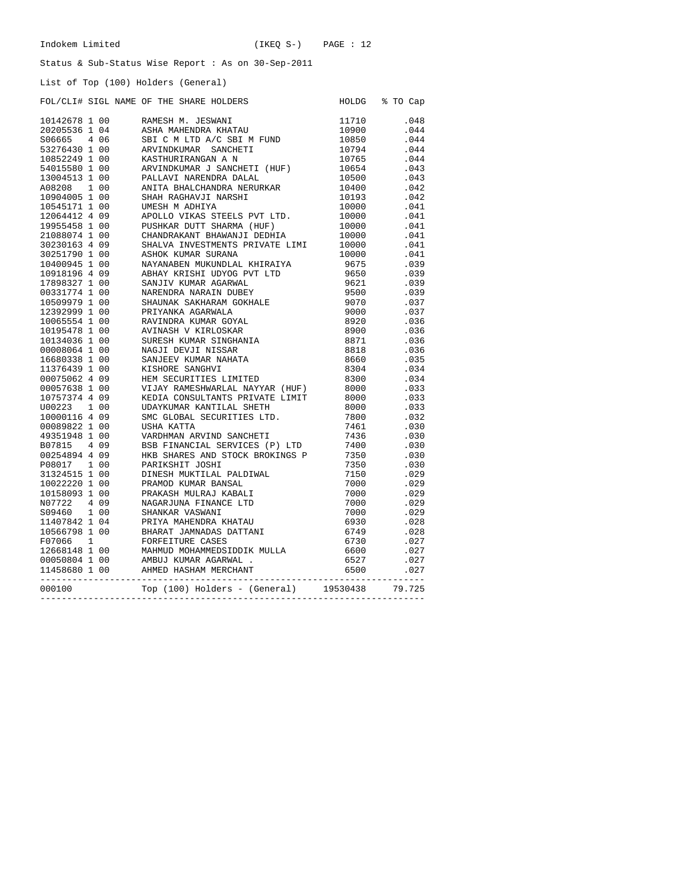Indokem Limited (IKEQ S-) PAGE : 12

Status & Sub-Status Wise Report : As on 30-Sep-2011

List of Top (100) Holders (General)

| FOL/CLI# | SIGL | NAME OF THE SHARE HOLDERS | HOLDG | % TO Cap |
|---|---|---|---|---|
| 10142678 | 1 00 | RAMESH M. JESWANI | 11710 | .048 |
| 20205536 | 1 04 | ASHA MAHENDRA KHATAU | 10900 | .044 |
| S06665 | 4 06 | SBI C M LTD A/C SBI M FUND | 10850 | .044 |
| 53276430 | 1 00 | ARVINDKUMAR SANCHETI | 10794 | .044 |
| 10852249 | 1 00 | KASTHURIRANGAN A N | 10765 | .044 |
| 54015580 | 1 00 | ARVINDKUMAR J SANCHETI (HUF) | 10654 | .043 |
| 13004513 | 1 00 | PALLAVI NARENDRA DALAL | 10500 | .043 |
| A08208 | 1 00 | ANITA BHALCHANDRA NERURKAR | 10400 | .042 |
| 10904005 | 1 00 | SHAH RAGHAVJI NARSHI | 10193 | .042 |
| 10545171 | 1 00 | UMESH M ADHIYA | 10000 | .041 |
| 12064412 | 4 09 | APOLLO VIKAS STEELS PVT LTD. | 10000 | .041 |
| 19955458 | 1 00 | PUSHKAR DUTT SHARMA (HUF) | 10000 | .041 |
| 21088074 | 1 00 | CHANDRAKANT BHAWANJI DEDHIA | 10000 | .041 |
| 30230163 | 4 09 | SHALVA INVESTMENTS PRIVATE LIMI | 10000 | .041 |
| 30251790 | 1 00 | ASHOK KUMAR SURANA | 10000 | .041 |
| 10400945 | 1 00 | NAYANABEN MUKUNDLAL KHIRAIYA | 9675 | .039 |
| 10918196 | 4 09 | ABHAY KRISHI UDYOG PVT LTD | 9650 | .039 |
| 17898327 | 1 00 | SANJIV KUMAR AGARWAL | 9621 | .039 |
| 00331774 | 1 00 | NARENDRA NARAIN DUBEY | 9500 | .039 |
| 10509979 | 1 00 | SHAUNAK SAKHARAM GOKHALE | 9070 | .037 |
| 12392999 | 1 00 | PRIYANKA AGARWALA | 9000 | .037 |
| 10065554 | 1 00 | RAVINDRA KUMAR GOYAL | 8920 | .036 |
| 10195478 | 1 00 | AVINASH V KIRLOSKAR | 8900 | .036 |
| 10134036 | 1 00 | SURESH KUMAR SINGHANIA | 8871 | .036 |
| 00008064 | 1 00 | NAGJI DEVJI NISSAR | 8818 | .036 |
| 16680338 | 1 00 | SANJEEV KUMAR NAHATA | 8660 | .035 |
| 11376439 | 1 00 | KISHORE SANGHVI | 8304 | .034 |
| 00075062 | 4 09 | HEM SECURITIES LIMITED | 8300 | .034 |
| 00057638 | 1 00 | VIJAY RAMESHWARLAL NAYYAR (HUF) | 8000 | .033 |
| 10757374 | 4 09 | KEDIA CONSULTANTS PRIVATE LIMIT | 8000 | .033 |
| U00223 | 1 00 | UDAYKUMAR KANTILAL SHETH | 8000 | .033 |
| 10000116 | 4 09 | SMC GLOBAL SECURITIES LTD. | 7800 | .032 |
| 00089822 | 1 00 | USHA KATTA | 7461 | .030 |
| 49351948 | 1 00 | VARDHMAN ARVIND SANCHETI | 7436 | .030 |
| B07815 | 4 09 | BSB FINANCIAL SERVICES (P) LTD | 7400 | .030 |
| 00254894 | 4 09 | HKB SHARES AND STOCK BROKINGS P | 7350 | .030 |
| P08017 | 1 00 | PARIKSHIT JOSHI | 7350 | .030 |
| 31324515 | 1 00 | DINESH MUKTILAL PALDIWAL | 7150 | .029 |
| 10022220 | 1 00 | PRAMOD KUMAR BANSAL | 7000 | .029 |
| 10158093 | 1 00 | PRAKASH MULRAJ KABALI | 7000 | .029 |
| N07722 | 4 09 | NAGARJUNA FINANCE LTD | 7000 | .029 |
| S09460 | 1 00 | SHANKAR VASWANI | 7000 | .029 |
| 11407842 | 1 04 | PRIYA MAHENDRA KHATAU | 6930 | .028 |
| 10566798 | 1 00 | BHARAT JAMNADAS DATTANI | 6749 | .028 |
| F07066 | 1 | FORFEITURE CASES | 6730 | .027 |
| 12668148 | 1 00 | MAHMUD MOHAMMEDSIDDIK MULLA | 6600 | .027 |
| 00050804 | 1 00 | AMBUJ KUMAR AGARWAL . | 6527 | .027 |
| 11458680 | 1 00 | AHMED HASHAM MERCHANT | 6500 | .027 |
| 000100 | | Top (100) Holders - (General) | 19530438 | 79.725 |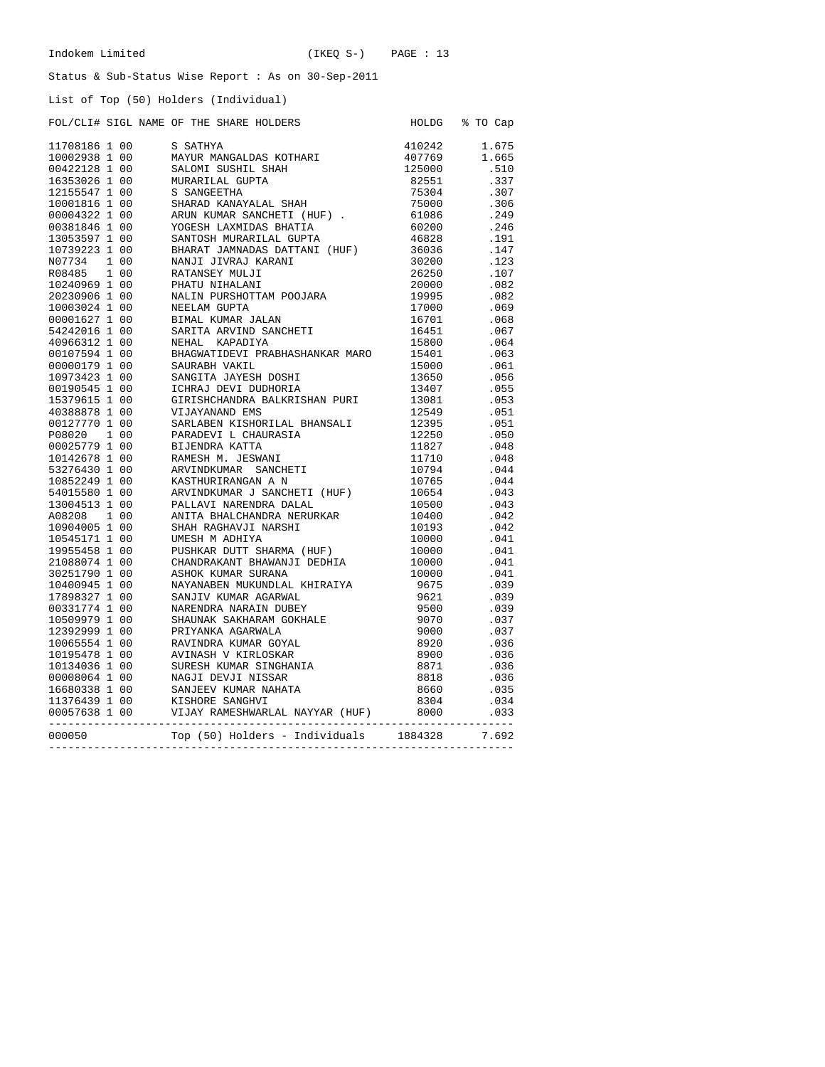Indokem Limited (IKEQ S-) PAGE : 13

Status & Sub-Status Wise Report : As on 30-Sep-2011

List of Top (50) Holders (Individual)

| FOL/CLI# | SIGL | NAME OF THE SHARE HOLDERS | HOLDG | % TO Cap |
|---|---|---|---|---|
| 11708186 | 1 00 | S SATHYA | 410242 | 1.675 |
| 10002938 | 1 00 | MAYUR MANGALDAS KOTHARI | 407769 | 1.665 |
| 00422128 | 1 00 | SALOMI SUSHIL SHAH | 125000 | .510 |
| 16353026 | 1 00 | MURARILAL GUPTA | 82551 | .337 |
| 12155547 | 1 00 | S SANGEETHA | 75304 | .307 |
| 10001816 | 1 00 | SHARAD KANAYALAL SHAH | 75000 | .306 |
| 00004322 | 1 00 | ARUN KUMAR SANCHETI (HUF) . | 61086 | .249 |
| 00381846 | 1 00 | YOGESH LAXMIDAS BHATIA | 60200 | .246 |
| 13053597 | 1 00 | SANTOSH MURARILAL GUPTA | 46828 | .191 |
| 10739223 | 1 00 | BHARAT JAMNADAS DATTANI (HUF) | 36036 | .147 |
| N07734 | 1 00 | NANJI JIVRAJ KARANI | 30200 | .123 |
| R08485 | 1 00 | RATANSEY MULJI | 26250 | .107 |
| 10240969 | 1 00 | PHATU NIHALANI | 20000 | .082 |
| 20230906 | 1 00 | NALIN PURSHOTTAM POOJARA | 19995 | .082 |
| 10003024 | 1 00 | NEELAM GUPTA | 17000 | .069 |
| 00001627 | 1 00 | BIMAL KUMAR JALAN | 16701 | .068 |
| 54242016 | 1 00 | SARITA ARVIND SANCHETI | 16451 | .067 |
| 40966312 | 1 00 | NEHAL KAPADIYA | 15800 | .064 |
| 00107594 | 1 00 | BHAGWATIDEVI PRABHASHANKAR MARO | 15401 | .063 |
| 00000179 | 1 00 | SAURABH VAKIL | 15000 | .061 |
| 10973423 | 1 00 | SANGITA JAYESH DOSHI | 13650 | .056 |
| 00190545 | 1 00 | ICHRAJ DEVI DUDHORIA | 13407 | .055 |
| 15379615 | 1 00 | GIRISHCHANDRA BALKRISHAN PURI | 13081 | .053 |
| 40388878 | 1 00 | VIJAYANAND EMS | 12549 | .051 |
| 00127770 | 1 00 | SARLABEN KISHORILAL BHANSALI | 12395 | .051 |
| P08020 | 1 00 | PARADEVI L CHAURASIA | 12250 | .050 |
| 00025779 | 1 00 | BIJENDRA KATTA | 11827 | .048 |
| 10142678 | 1 00 | RAMESH M. JESWANI | 11710 | .048 |
| 53276430 | 1 00 | ARVINDKUMAR SANCHETI | 10794 | .044 |
| 10852249 | 1 00 | KASTHURIRANGAN A N | 10765 | .044 |
| 54015580 | 1 00 | ARVINDKUMAR J SANCHETI (HUF) | 10654 | .043 |
| 13004513 | 1 00 | PALLAVI NARENDRA DALAL | 10500 | .043 |
| A08208 | 1 00 | ANITA BHALCHANDRA NERURKAR | 10400 | .042 |
| 10904005 | 1 00 | SHAH RAGHAVJI NARSHI | 10193 | .042 |
| 10545171 | 1 00 | UMESH M ADHIYA | 10000 | .041 |
| 19955458 | 1 00 | PUSHKAR DUTT SHARMA (HUF) | 10000 | .041 |
| 21088074 | 1 00 | CHANDRAKANT BHAWANJI DEDHIA | 10000 | .041 |
| 30251790 | 1 00 | ASHOK KUMAR SURANA | 10000 | .041 |
| 10400945 | 1 00 | NAYANABEN MUKUNDLAL KHIRAIYA | 9675 | .039 |
| 17898327 | 1 00 | SANJIV KUMAR AGARWAL | 9621 | .039 |
| 00331774 | 1 00 | NARENDRA NARAIN DUBEY | 9500 | .039 |
| 10509979 | 1 00 | SHAUNAK SAKHARAM GOKHALE | 9070 | .037 |
| 12392999 | 1 00 | PRIYANKA AGARWALA | 9000 | .037 |
| 10065554 | 1 00 | RAVINDRA KUMAR GOYAL | 8920 | .036 |
| 10195478 | 1 00 | AVINASH V KIRLOSKAR | 8900 | .036 |
| 10134036 | 1 00 | SURESH KUMAR SINGHANIA | 8871 | .036 |
| 00008064 | 1 00 | NAGJI DEVJI NISSAR | 8818 | .036 |
| 16680338 | 1 00 | SANJEEV KUMAR NAHATA | 8660 | .035 |
| 11376439 | 1 00 | KISHORE SANGHVI | 8304 | .034 |
| 00057638 | 1 00 | VIJAY RAMESHWARLAL NAYYAR (HUF) | 8000 | .033 |
| 000050 | | Top (50) Holders - Individuals | 1884328 | 7.692 |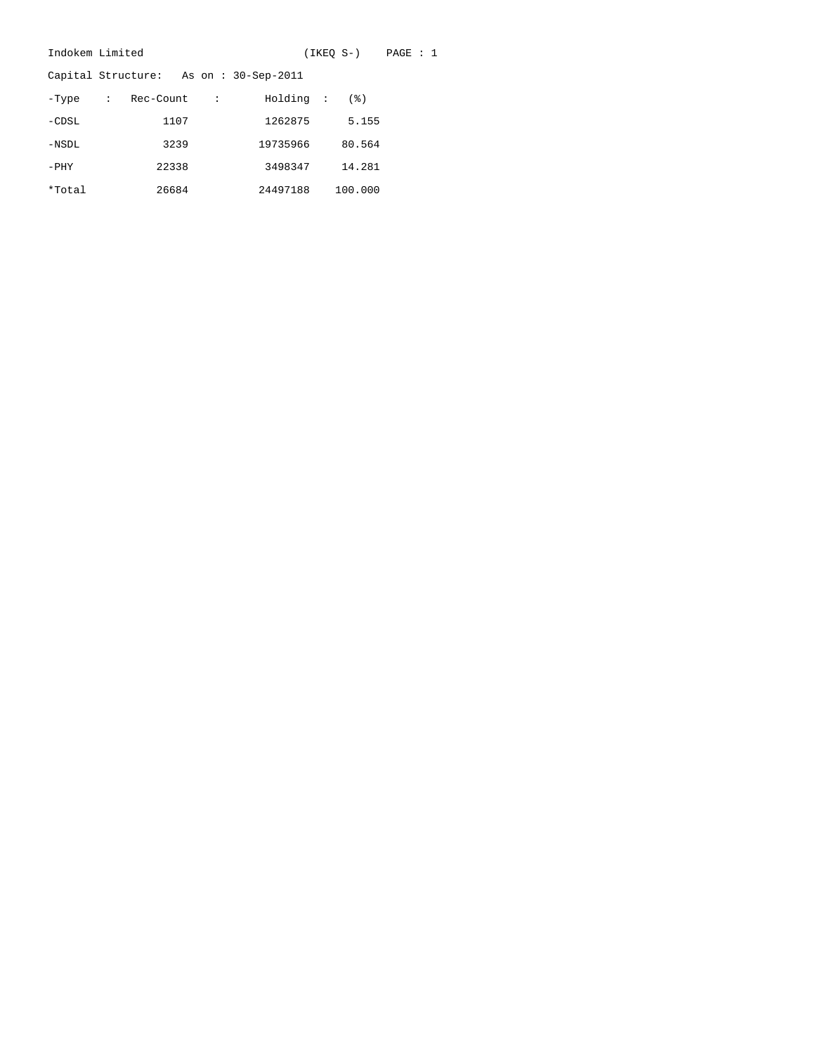Indokem Limited (IKEQ S-) PAGE : 1

Capital Structure: As on : 30-Sep-2011

| -Type : | Rec-Count : | Holding : | (%) |
|---|---|---|---|
| -CDSL | 1107 | 1262875 | 5.155 |
| -NSDL | 3239 | 19735966 | 80.564 |
| -PHY | 22338 | 3498347 | 14.281 |
| *Total | 26684 | 24497188 | 100.000 |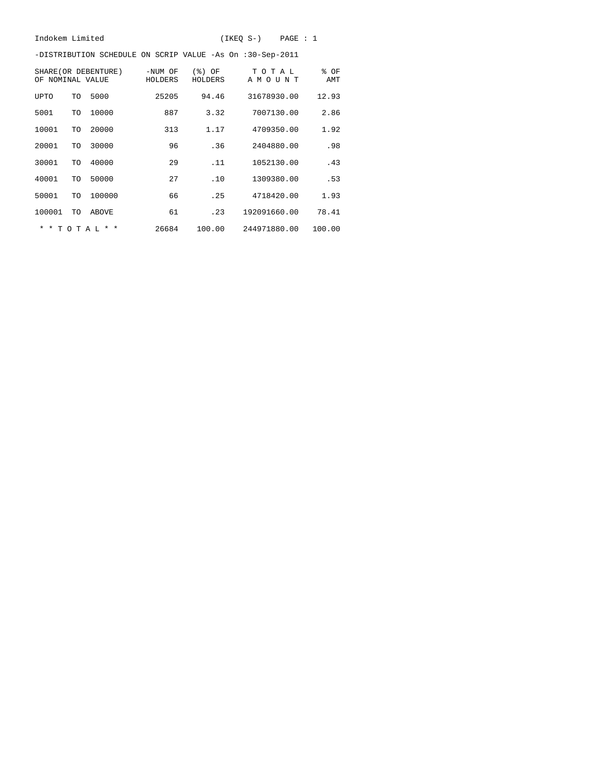Indokem Limited (IKEQ S-) PAGE : 1

-DISTRIBUTION SCHEDULE ON SCRIP VALUE -As On :30-Sep-2011

| SHARE(OR DEBENTURE) OF NOMINAL VALUE | | | -NUM OF HOLDERS | (%) OF HOLDERS | T O T A L A M O U N T | % OF AMT |
|---|---|---|---|---|---|---|
| UPTO | TO | 5000 | 25205 | 94.46 | 31678930.00 | 12.93 |
| 5001 | TO | 10000 | 887 | 3.32 | 7007130.00 | 2.86 |
| 10001 | TO | 20000 | 313 | 1.17 | 4709350.00 | 1.92 |
| 20001 | TO | 30000 | 96 | .36 | 2404880.00 | .98 |
| 30001 | TO | 40000 | 29 | .11 | 1052130.00 | .43 |
| 40001 | TO | 50000 | 27 | .10 | 1309380.00 | .53 |
| 50001 | TO | 100000 | 66 | .25 | 4718420.00 | 1.93 |
| 100001 | TO | ABOVE | 61 | .23 | 192091660.00 | 78.41 |
| * * T O T A L * * | | | 26684 | 100.00 | 244971880.00 | 100.00 |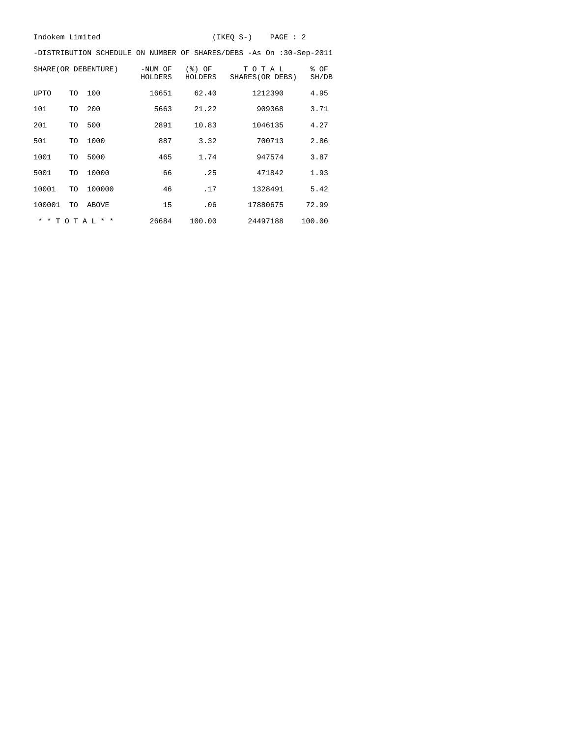Indokem Limited (IKEQ S-)

-DISTRIBUTION SCHEDULE ON NUMBER OF SHARES/DEBS -As On :30-Sep-2011

| SHARE(OR DEBENTURE) | -NUM OF HOLDERS | (%) OF HOLDERS | T O T A L SHARES(OR DEBS) | % OF SH/DB |
|---|---|---|---|---|
| UPTO TO 100 | 16651 | 62.40 | 1212390 | 4.95 |
| 101 TO 200 | 5663 | 21.22 | 909368 | 3.71 |
| 201 TO 500 | 2891 | 10.83 | 1046135 | 4.27 |
| 501 TO 1000 | 887 | 3.32 | 700713 | 2.86 |
| 1001 TO 5000 | 465 | 1.74 | 947574 | 3.87 |
| 5001 TO 10000 | 66 | .25 | 471842 | 1.93 |
| 10001 TO 100000 | 46 | .17 | 1328491 | 5.42 |
| 100001 TO ABOVE | 15 | .06 | 17880675 | 72.99 |
| * * T O T A L * * | 26684 | 100.00 | 24497188 | 100.00 |